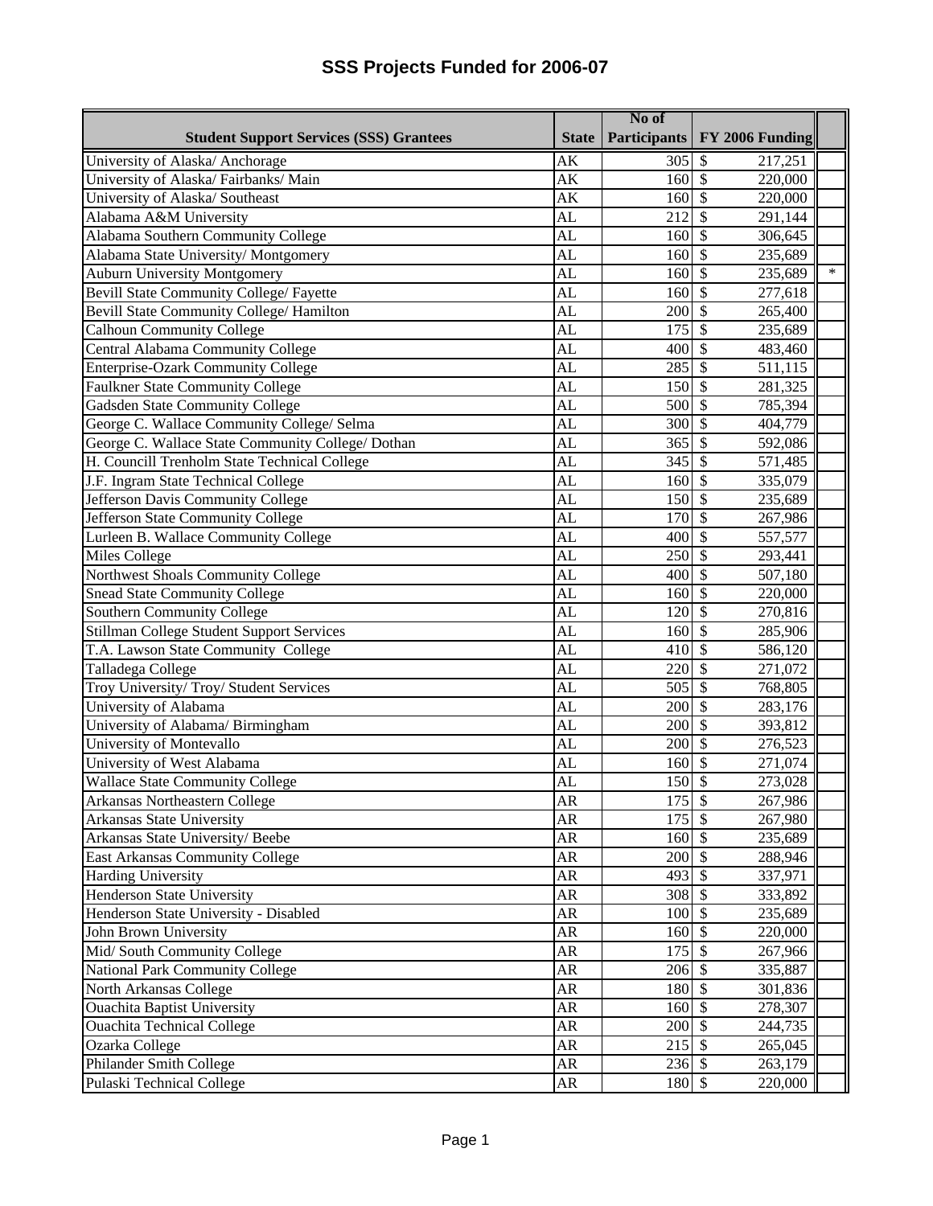# SSS Projects Funded for 2006-07

| Student Support Services (SSS) Grantees | State | No of Participants | FY 2006 Funding | |
|---|---|---|---|---|
| University of Alaska/ Anchorage | AK | 305 | $ 217,251 | |
| University of Alaska/ Fairbanks/ Main | AK | 160 | $ 220,000 | |
| University of Alaska/ Southeast | AK | 160 | $ 220,000 | |
| Alabama A&M University | AL | 212 | $ 291,144 | |
| Alabama Southern Community College | AL | 160 | $ 306,645 | |
| Alabama State University/ Montgomery | AL | 160 | $ 235,689 | |
| Auburn University Montgomery | AL | 160 | $ 235,689 | * |
| Bevill State Community College/ Fayette | AL | 160 | $ 277,618 | |
| Bevill State Community College/ Hamilton | AL | 200 | $ 265,400 | |
| Calhoun Community College | AL | 175 | $ 235,689 | |
| Central Alabama Community College | AL | 400 | $ 483,460 | |
| Enterprise-Ozark Community College | AL | 285 | $ 511,115 | |
| Faulkner State Community College | AL | 150 | $ 281,325 | |
| Gadsden State Community College | AL | 500 | $ 785,394 | |
| George C. Wallace Community College/ Selma | AL | 300 | $ 404,779 | |
| George C. Wallace State Community College/ Dothan | AL | 365 | $ 592,086 | |
| H. Councill Trenholm State Technical College | AL | 345 | $ 571,485 | |
| J.F. Ingram State Technical College | AL | 160 | $ 335,079 | |
| Jefferson Davis Community College | AL | 150 | $ 235,689 | |
| Jefferson State Community College | AL | 170 | $ 267,986 | |
| Lurleen B. Wallace Community College | AL | 400 | $ 557,577 | |
| Miles College | AL | 250 | $ 293,441 | |
| Northwest Shoals Community College | AL | 400 | $ 507,180 | |
| Snead State Community College | AL | 160 | $ 220,000 | |
| Southern Community College | AL | 120 | $ 270,816 | |
| Stillman College Student Support Services | AL | 160 | $ 285,906 | |
| T.A. Lawson State Community College | AL | 410 | $ 586,120 | |
| Talladega College | AL | 220 | $ 271,072 | |
| Troy University/ Troy/ Student Services | AL | 505 | $ 768,805 | |
| University of Alabama | AL | 200 | $ 283,176 | |
| University of Alabama/ Birmingham | AL | 200 | $ 393,812 | |
| University of Montevallo | AL | 200 | $ 276,523 | |
| University of West Alabama | AL | 160 | $ 271,074 | |
| Wallace State Community College | AL | 150 | $ 273,028 | |
| Arkansas Northeastern College | AR | 175 | $ 267,986 | |
| Arkansas State University | AR | 175 | $ 267,980 | |
| Arkansas State University/ Beebe | AR | 160 | $ 235,689 | |
| East Arkansas Community College | AR | 200 | $ 288,946 | |
| Harding University | AR | 493 | $ 337,971 | |
| Henderson State University | AR | 308 | $ 333,892 | |
| Henderson State University - Disabled | AR | 100 | $ 235,689 | |
| John Brown University | AR | 160 | $ 220,000 | |
| Mid/ South Community College | AR | 175 | $ 267,966 | |
| National Park Community College | AR | 206 | $ 335,887 | |
| North Arkansas College | AR | 180 | $ 301,836 | |
| Ouachita Baptist University | AR | 160 | $ 278,307 | |
| Ouachita Technical College | AR | 200 | $ 244,735 | |
| Ozarka College | AR | 215 | $ 265,045 | |
| Philander Smith College | AR | 236 | $ 263,179 | |
| Pulaski Technical College | AR | 180 | $ 220,000 | |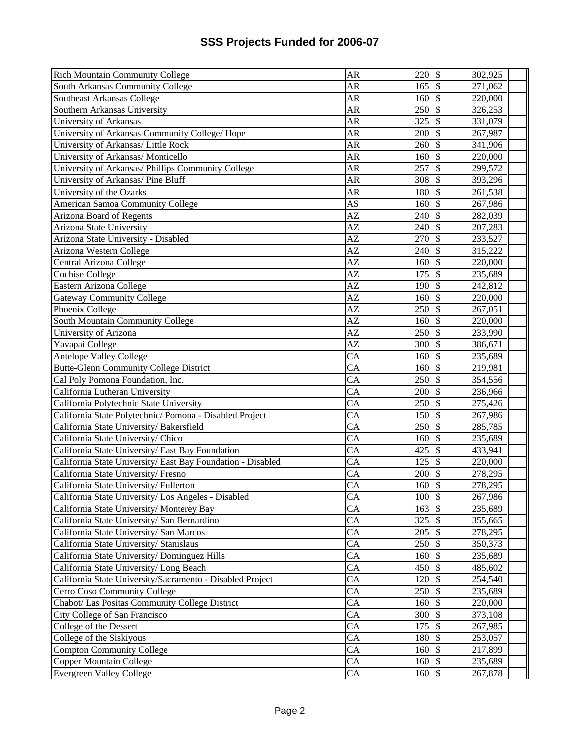# SSS Projects Funded for 2006-07

| | | | | |
|---|---|---|---|---|
| Rich Mountain Community College | AR | 220 | $ | 302,925 |
| South Arkansas Community College | AR | 165 | $ | 271,062 |
| Southeast Arkansas College | AR | 160 | $ | 220,000 |
| Southern Arkansas University | AR | 250 | $ | 326,253 |
| University of Arkansas | AR | 325 | $ | 331,079 |
| University of Arkansas Community College/ Hope | AR | 200 | $ | 267,987 |
| University of Arkansas/ Little Rock | AR | 260 | $ | 341,906 |
| University of Arkansas/ Monticello | AR | 160 | $ | 220,000 |
| University of Arkansas/ Phillips Community College | AR | 257 | $ | 299,572 |
| University of Arkansas/ Pine Bluff | AR | 308 | $ | 393,296 |
| University of the Ozarks | AR | 180 | $ | 261,538 |
| American Samoa Community College | AS | 160 | $ | 267,986 |
| Arizona Board of Regents | AZ | 240 | $ | 282,039 |
| Arizona State University | AZ | 240 | $ | 207,283 |
| Arizona State University - Disabled | AZ | 270 | $ | 233,527 |
| Arizona Western College | AZ | 240 | $ | 315,222 |
| Central Arizona College | AZ | 160 | $ | 220,000 |
| Cochise College | AZ | 175 | $ | 235,689 |
| Eastern Arizona College | AZ | 190 | $ | 242,812 |
| Gateway Community College | AZ | 160 | $ | 220,000 |
| Phoenix College | AZ | 250 | $ | 267,051 |
| South Mountain Community College | AZ | 160 | $ | 220,000 |
| University of Arizona | AZ | 250 | $ | 233,990 |
| Yavapai College | AZ | 300 | $ | 386,671 |
| Antelope Valley College | CA | 160 | $ | 235,689 |
| Butte-Glenn Community College District | CA | 160 | $ | 219,981 |
| Cal Poly Pomona Foundation, Inc. | CA | 250 | $ | 354,556 |
| California Lutheran University | CA | 200 | $ | 236,966 |
| California Polytechnic State University | CA | 250 | $ | 275,426 |
| California State Polytechnic/ Pomona - Disabled Project | CA | 150 | $ | 267,986 |
| California State University/ Bakersfield | CA | 250 | $ | 285,785 |
| California State University/ Chico | CA | 160 | $ | 235,689 |
| California State University/ East Bay Foundation | CA | 425 | $ | 433,941 |
| California State University/ East Bay Foundation - Disabled | CA | 125 | $ | 220,000 |
| California State University/ Fresno | CA | 200 | $ | 278,295 |
| California State University/ Fullerton | CA | 160 | $ | 278,295 |
| California State University/ Los Angeles - Disabled | CA | 100 | $ | 267,986 |
| California State University/ Monterey Bay | CA | 163 | $ | 235,689 |
| California State University/ San Bernardino | CA | 325 | $ | 355,665 |
| California State University/ San Marcos | CA | 205 | $ | 278,295 |
| California State University/ Stanislaus | CA | 250 | $ | 350,373 |
| California State University/ Dominguez Hills | CA | 160 | $ | 235,689 |
| California State University/ Long Beach | CA | 450 | $ | 485,602 |
| California State University/Sacramento - Disabled Project | CA | 120 | $ | 254,540 |
| Cerro Coso Community College | CA | 250 | $ | 235,689 |
| Chabot/ Las Positas Community College District | CA | 160 | $ | 220,000 |
| City College of San Francisco | CA | 300 | $ | 373,108 |
| College of the Dessert | CA | 175 | $ | 267,985 |
| College of the Siskiyous | CA | 180 | $ | 253,057 |
| Compton Community College | CA | 160 | $ | 217,899 |
| Copper Mountain College | CA | 160 | $ | 235,689 |
| Evergreen Valley College | CA | 160 | $ | 267,878 |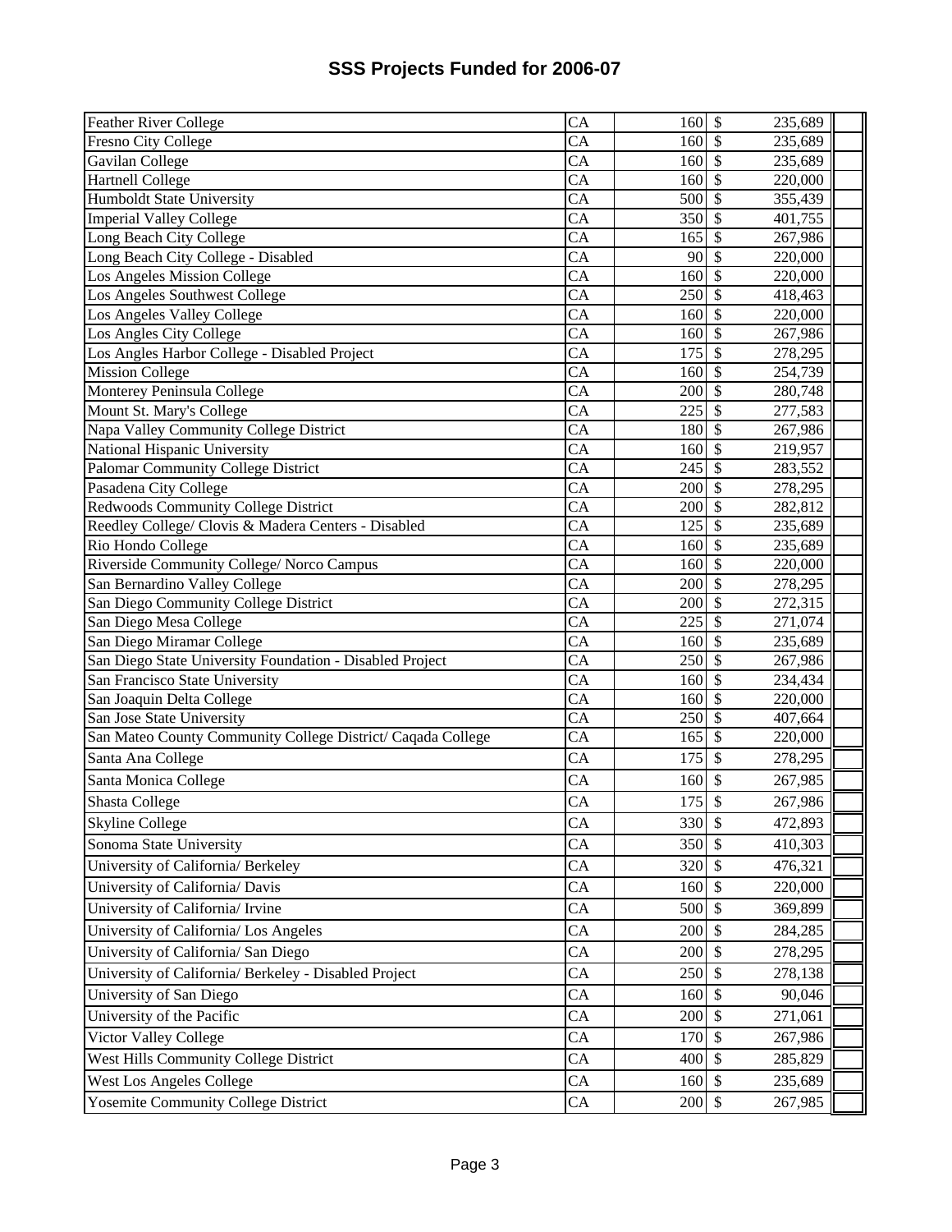# SSS Projects Funded for 2006-07

| | | | | |
|---|---|---|---|---|
| Feather River College | CA | 160 | $ 235,689 | |
| Fresno City College | CA | 160 | $ 235,689 | |
| Gavilan College | CA | 160 | $ 235,689 | |
| Hartnell College | CA | 160 | $ 220,000 | |
| Humboldt State University | CA | 500 | $ 355,439 | |
| Imperial Valley College | CA | 350 | $ 401,755 | |
| Long Beach City College | CA | 165 | $ 267,986 | |
| Long Beach City College - Disabled | CA | 90 | $ 220,000 | |
| Los Angeles Mission College | CA | 160 | $ 220,000 | |
| Los Angeles Southwest College | CA | 250 | $ 418,463 | |
| Los Angeles Valley College | CA | 160 | $ 220,000 | |
| Los Angles City College | CA | 160 | $ 267,986 | |
| Los Angles Harbor College - Disabled Project | CA | 175 | $ 278,295 | |
| Mission College | CA | 160 | $ 254,739 | |
| Monterey Peninsula College | CA | 200 | $ 280,748 | |
| Mount St. Mary's College | CA | 225 | $ 277,583 | |
| Napa Valley Community College District | CA | 180 | $ 267,986 | |
| National Hispanic University | CA | 160 | $ 219,957 | |
| Palomar Community College District | CA | 245 | $ 283,552 | |
| Pasadena City College | CA | 200 | $ 278,295 | |
| Redwoods Community College District | CA | 200 | $ 282,812 | |
| Reedley College/ Clovis & Madera Centers - Disabled | CA | 125 | $ 235,689 | |
| Rio Hondo College | CA | 160 | $ 235,689 | |
| Riverside Community College/ Norco Campus | CA | 160 | $ 220,000 | |
| San Bernardino Valley College | CA | 200 | $ 278,295 | |
| San Diego Community College District | CA | 200 | $ 272,315 | |
| San Diego Mesa College | CA | 225 | $ 271,074 | |
| San Diego Miramar College | CA | 160 | $ 235,689 | |
| San Diego State University Foundation - Disabled Project | CA | 250 | $ 267,986 | |
| San Francisco State University | CA | 160 | $ 234,434 | |
| San Joaquin Delta College | CA | 160 | $ 220,000 | |
| San Jose State University | CA | 250 | $ 407,664 | |
| San Mateo County Community College District/ Caqada College | CA | 165 | $ 220,000 | |
| Santa Ana College | CA | 175 | $ 278,295 | |
| Santa Monica College | CA | 160 | $ 267,985 | |
| Shasta College | CA | 175 | $ 267,986 | |
| Skyline College | CA | 330 | $ 472,893 | |
| Sonoma State University | CA | 350 | $ 410,303 | |
| University of California/ Berkeley | CA | 320 | $ 476,321 | |
| University of California/ Davis | CA | 160 | $ 220,000 | |
| University of California/ Irvine | CA | 500 | $ 369,899 | |
| University of California/ Los Angeles | CA | 200 | $ 284,285 | |
| University of California/ San Diego | CA | 200 | $ 278,295 | |
| University of California/ Berkeley - Disabled Project | CA | 250 | $ 278,138 | |
| University of San Diego | CA | 160 | $ 90,046 | |
| University of the Pacific | CA | 200 | $ 271,061 | |
| Victor Valley College | CA | 170 | $ 267,986 | |
| West Hills Community College District | CA | 400 | $ 285,829 | |
| West Los Angeles College | CA | 160 | $ 235,689 | |
| Yosemite Community College District | CA | 200 | $ 267,985 | |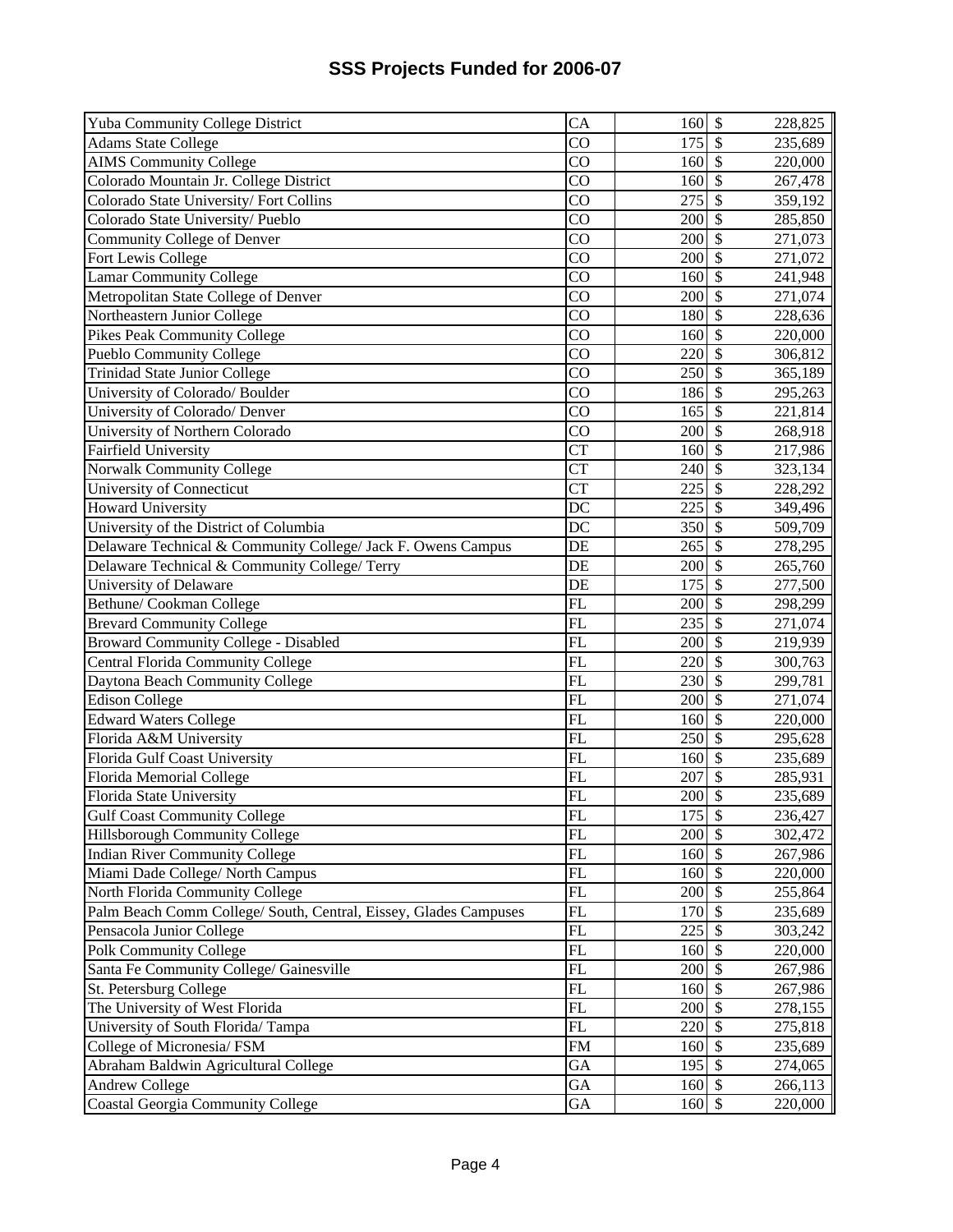# SSS Projects Funded for 2006-07

| | | | |
|---|---|---|---|
| Yuba Community College District | CA | 160 | $ 228,825 |
| Adams State College | CO | 175 | $ 235,689 |
| AIMS Community College | CO | 160 | $ 220,000 |
| Colorado Mountain Jr. College District | CO | 160 | $ 267,478 |
| Colorado State University/ Fort Collins | CO | 275 | $ 359,192 |
| Colorado State University/ Pueblo | CO | 200 | $ 285,850 |
| Community College of Denver | CO | 200 | $ 271,073 |
| Fort Lewis College | CO | 200 | $ 271,072 |
| Lamar Community College | CO | 160 | $ 241,948 |
| Metropolitan State College of Denver | CO | 200 | $ 271,074 |
| Northeastern Junior College | CO | 180 | $ 228,636 |
| Pikes Peak Community College | CO | 160 | $ 220,000 |
| Pueblo Community College | CO | 220 | $ 306,812 |
| Trinidad State Junior College | CO | 250 | $ 365,189 |
| University of Colorado/ Boulder | CO | 186 | $ 295,263 |
| University of Colorado/ Denver | CO | 165 | $ 221,814 |
| University of Northern Colorado | CO | 200 | $ 268,918 |
| Fairfield University | CT | 160 | $ 217,986 |
| Norwalk Community College | CT | 240 | $ 323,134 |
| University of Connecticut | CT | 225 | $ 228,292 |
| Howard University | DC | 225 | $ 349,496 |
| University of the District of Columbia | DC | 350 | $ 509,709 |
| Delaware Technical & Community College/ Jack F. Owens Campus | DE | 265 | $ 278,295 |
| Delaware Technical & Community College/ Terry | DE | 200 | $ 265,760 |
| University of Delaware | DE | 175 | $ 277,500 |
| Bethune/ Cookman College | FL | 200 | $ 298,299 |
| Brevard Community College | FL | 235 | $ 271,074 |
| Broward Community College - Disabled | FL | 200 | $ 219,939 |
| Central Florida Community College | FL | 220 | $ 300,763 |
| Daytona Beach Community College | FL | 230 | $ 299,781 |
| Edison College | FL | 200 | $ 271,074 |
| Edward Waters College | FL | 160 | $ 220,000 |
| Florida A&M University | FL | 250 | $ 295,628 |
| Florida Gulf Coast University | FL | 160 | $ 235,689 |
| Florida Memorial College | FL | 207 | $ 285,931 |
| Florida State University | FL | 200 | $ 235,689 |
| Gulf Coast Community College | FL | 175 | $ 236,427 |
| Hillsborough Community College | FL | 200 | $ 302,472 |
| Indian River Community College | FL | 160 | $ 267,986 |
| Miami Dade College/ North Campus | FL | 160 | $ 220,000 |
| North Florida Community College | FL | 200 | $ 255,864 |
| Palm Beach Comm College/ South, Central, Eissey, Glades Campuses | FL | 170 | $ 235,689 |
| Pensacola Junior College | FL | 225 | $ 303,242 |
| Polk Community College | FL | 160 | $ 220,000 |
| Santa Fe Community College/ Gainesville | FL | 200 | $ 267,986 |
| St. Petersburg College | FL | 160 | $ 267,986 |
| The University of West Florida | FL | 200 | $ 278,155 |
| University of South Florida/ Tampa | FL | 220 | $ 275,818 |
| College of Micronesia/ FSM | FM | 160 | $ 235,689 |
| Abraham Baldwin Agricultural College | GA | 195 | $ 274,065 |
| Andrew College | GA | 160 | $ 266,113 |
| Coastal Georgia Community College | GA | 160 | $ 220,000 |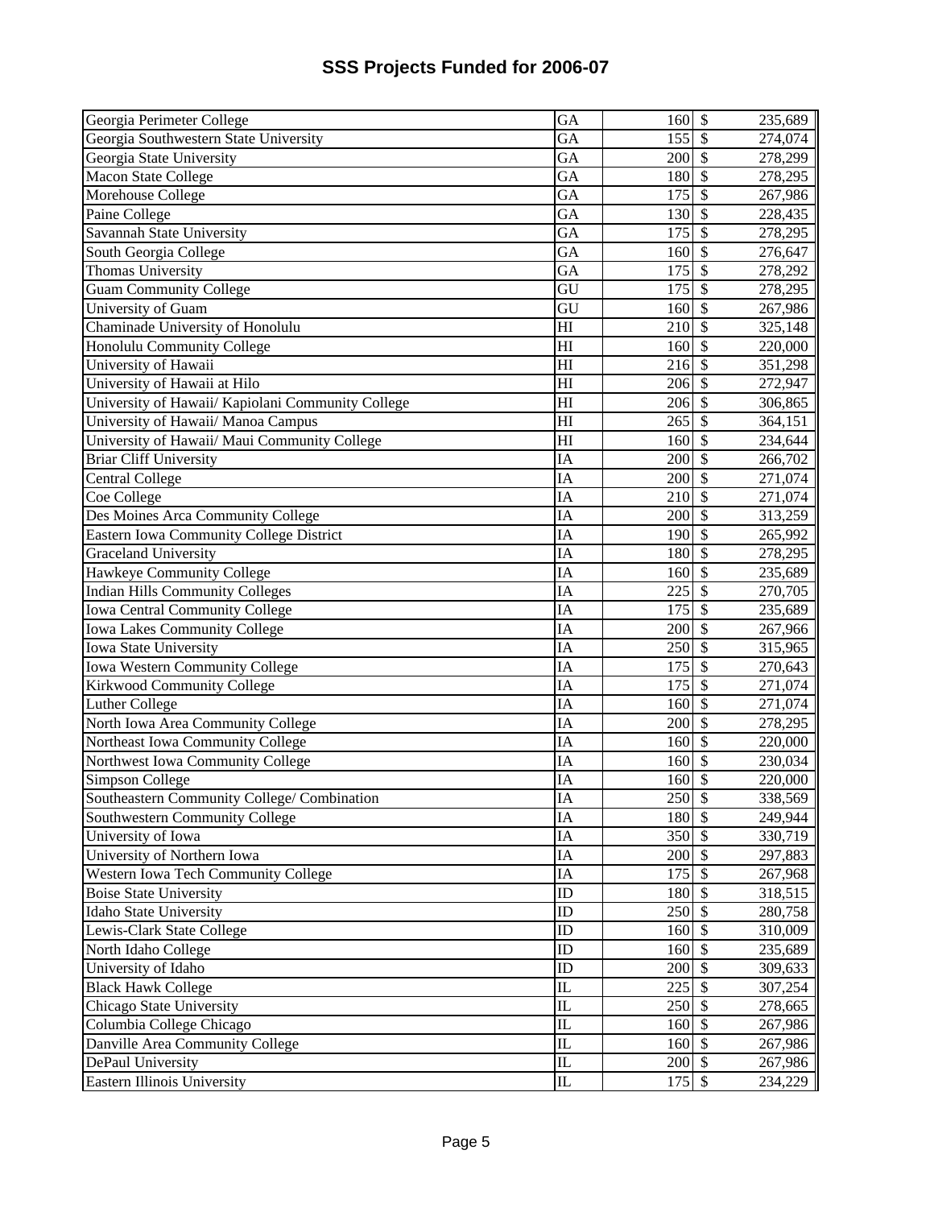# SSS Projects Funded for 2006-07

| | | | | |
|---|---|---|---|---|
| Georgia Perimeter College | GA | 160 | $ | 235,689 |
| Georgia Southwestern State University | GA | 155 | $ | 274,074 |
| Georgia State University | GA | 200 | $ | 278,299 |
| Macon State College | GA | 180 | $ | 278,295 |
| Morehouse College | GA | 175 | $ | 267,986 |
| Paine College | GA | 130 | $ | 228,435 |
| Savannah State University | GA | 175 | $ | 278,295 |
| South Georgia College | GA | 160 | $ | 276,647 |
| Thomas University | GA | 175 | $ | 278,292 |
| Guam Community College | GU | 175 | $ | 278,295 |
| University of Guam | GU | 160 | $ | 267,986 |
| Chaminade University of Honolulu | HI | 210 | $ | 325,148 |
| Honolulu Community College | HI | 160 | $ | 220,000 |
| University of Hawaii | HI | 216 | $ | 351,298 |
| University of Hawaii at Hilo | HI | 206 | $ | 272,947 |
| University of Hawaii/ Kapiolani Community College | HI | 206 | $ | 306,865 |
| University of Hawaii/ Manoa Campus | HI | 265 | $ | 364,151 |
| University of Hawaii/ Maui Community College | HI | 160 | $ | 234,644 |
| Briar Cliff University | IA | 200 | $ | 266,702 |
| Central College | IA | 200 | $ | 271,074 |
| Coe College | IA | 210 | $ | 271,074 |
| Des Moines Arca Community College | IA | 200 | $ | 313,259 |
| Eastern Iowa Community College District | IA | 190 | $ | 265,992 |
| Graceland University | IA | 180 | $ | 278,295 |
| Hawkeye Community College | IA | 160 | $ | 235,689 |
| Indian Hills Community Colleges | IA | 225 | $ | 270,705 |
| Iowa Central Community College | IA | 175 | $ | 235,689 |
| Iowa Lakes Community College | IA | 200 | $ | 267,966 |
| Iowa State University | IA | 250 | $ | 315,965 |
| Iowa Western Community College | IA | 175 | $ | 270,643 |
| Kirkwood Community College | IA | 175 | $ | 271,074 |
| Luther College | IA | 160 | $ | 271,074 |
| North Iowa Area Community College | IA | 200 | $ | 278,295 |
| Northeast Iowa Community College | IA | 160 | $ | 220,000 |
| Northwest Iowa Community College | IA | 160 | $ | 230,034 |
| Simpson College | IA | 160 | $ | 220,000 |
| Southeastern Community College/ Combination | IA | 250 | $ | 338,569 |
| Southwestern Community College | IA | 180 | $ | 249,944 |
| University of Iowa | IA | 350 | $ | 330,719 |
| University of Northern Iowa | IA | 200 | $ | 297,883 |
| Western Iowa Tech Community College | IA | 175 | $ | 267,968 |
| Boise State University | ID | 180 | $ | 318,515 |
| Idaho State University | ID | 250 | $ | 280,758 |
| Lewis-Clark State College | ID | 160 | $ | 310,009 |
| North Idaho College | ID | 160 | $ | 235,689 |
| University of Idaho | ID | 200 | $ | 309,633 |
| Black Hawk College | IL | 225 | $ | 307,254 |
| Chicago State University | IL | 250 | $ | 278,665 |
| Columbia College Chicago | IL | 160 | $ | 267,986 |
| Danville Area Community College | IL | 160 | $ | 267,986 |
| DePaul University | IL | 200 | $ | 267,986 |
| Eastern Illinois University | IL | 175 | $ | 234,229 |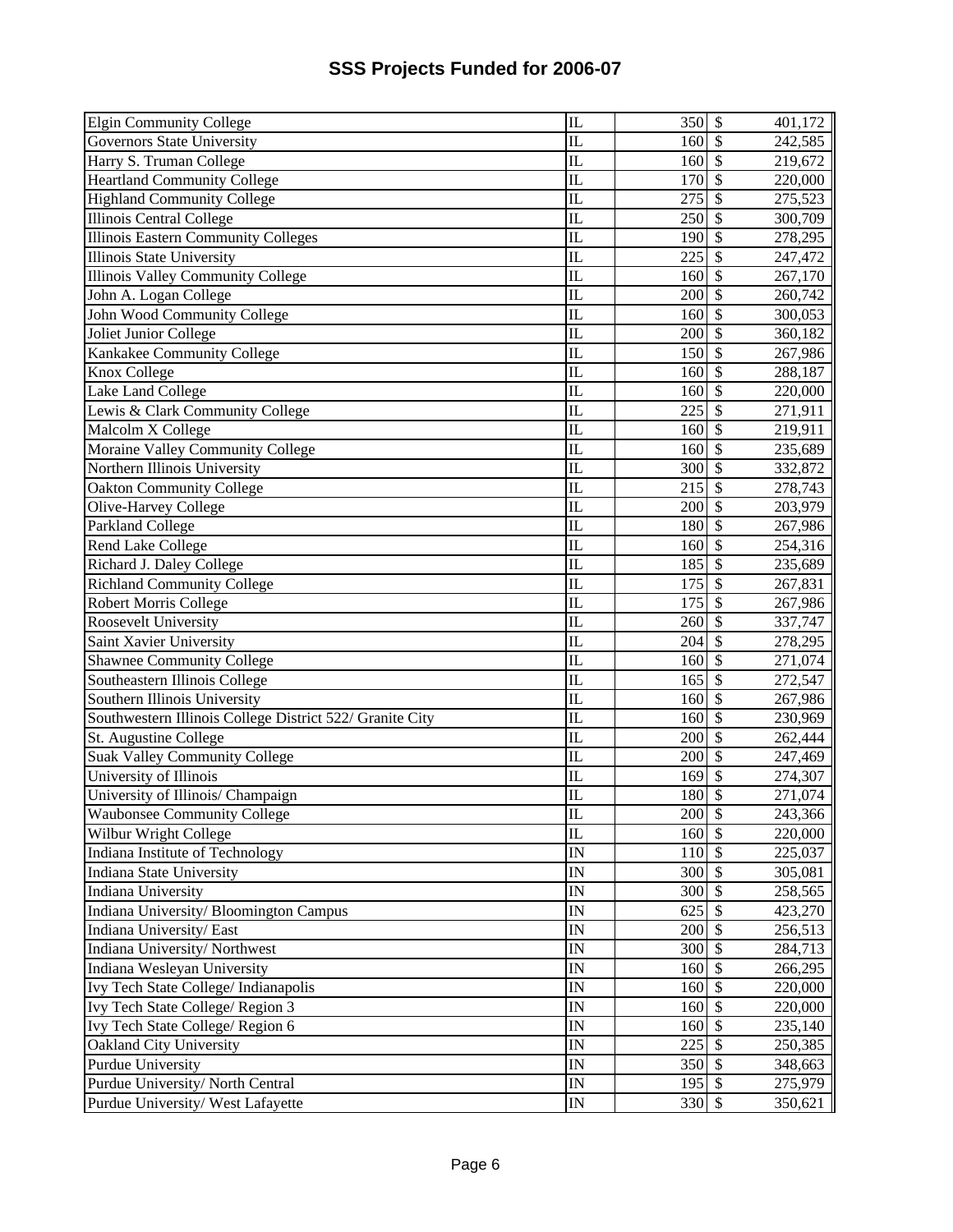# SSS Projects Funded for 2006-07

| | | | | |
|---|---|---|---|---|
| Elgin Community College | IL | 350 | $ | 401,172 |
| Governors State University | IL | 160 | $ | 242,585 |
| Harry S. Truman College | IL | 160 | $ | 219,672 |
| Heartland Community College | IL | 170 | $ | 220,000 |
| Highland Community College | IL | 275 | $ | 275,523 |
| Illinois Central College | IL | 250 | $ | 300,709 |
| Illinois Eastern Community Colleges | IL | 190 | $ | 278,295 |
| Illinois State University | IL | 225 | $ | 247,472 |
| Illinois Valley Community College | IL | 160 | $ | 267,170 |
| John A. Logan College | IL | 200 | $ | 260,742 |
| John Wood Community College | IL | 160 | $ | 300,053 |
| Joliet Junior College | IL | 200 | $ | 360,182 |
| Kankakee Community College | IL | 150 | $ | 267,986 |
| Knox College | IL | 160 | $ | 288,187 |
| Lake Land College | IL | 160 | $ | 220,000 |
| Lewis & Clark Community College | IL | 225 | $ | 271,911 |
| Malcolm X College | IL | 160 | $ | 219,911 |
| Moraine Valley Community College | IL | 160 | $ | 235,689 |
| Northern Illinois University | IL | 300 | $ | 332,872 |
| Oakton Community College | IL | 215 | $ | 278,743 |
| Olive-Harvey College | IL | 200 | $ | 203,979 |
| Parkland College | IL | 180 | $ | 267,986 |
| Rend Lake College | IL | 160 | $ | 254,316 |
| Richard J. Daley College | IL | 185 | $ | 235,689 |
| Richland Community College | IL | 175 | $ | 267,831 |
| Robert Morris College | IL | 175 | $ | 267,986 |
| Roosevelt University | IL | 260 | $ | 337,747 |
| Saint Xavier University | IL | 204 | $ | 278,295 |
| Shawnee Community College | IL | 160 | $ | 271,074 |
| Southeastern Illinois College | IL | 165 | $ | 272,547 |
| Southern Illinois University | IL | 160 | $ | 267,986 |
| Southwestern Illinois College District 522/ Granite City | IL | 160 | $ | 230,969 |
| St. Augustine College | IL | 200 | $ | 262,444 |
| Suak Valley Community College | IL | 200 | $ | 247,469 |
| University of Illinois | IL | 169 | $ | 274,307 |
| University of Illinois/ Champaign | IL | 180 | $ | 271,074 |
| Waubonsee Community College | IL | 200 | $ | 243,366 |
| Wilbur Wright College | IL | 160 | $ | 220,000 |
| Indiana Institute of Technology | IN | 110 | $ | 225,037 |
| Indiana State University | IN | 300 | $ | 305,081 |
| Indiana University | IN | 300 | $ | 258,565 |
| Indiana University/ Bloomington Campus | IN | 625 | $ | 423,270 |
| Indiana University/ East | IN | 200 | $ | 256,513 |
| Indiana University/ Northwest | IN | 300 | $ | 284,713 |
| Indiana Wesleyan University | IN | 160 | $ | 266,295 |
| Ivy Tech State College/ Indianapolis | IN | 160 | $ | 220,000 |
| Ivy Tech State College/ Region 3 | IN | 160 | $ | 220,000 |
| Ivy Tech State College/ Region 6 | IN | 160 | $ | 235,140 |
| Oakland City University | IN | 225 | $ | 250,385 |
| Purdue University | IN | 350 | $ | 348,663 |
| Purdue University/ North Central | IN | 195 | $ | 275,979 |
| Purdue University/ West Lafayette | IN | 330 | $ | 350,621 |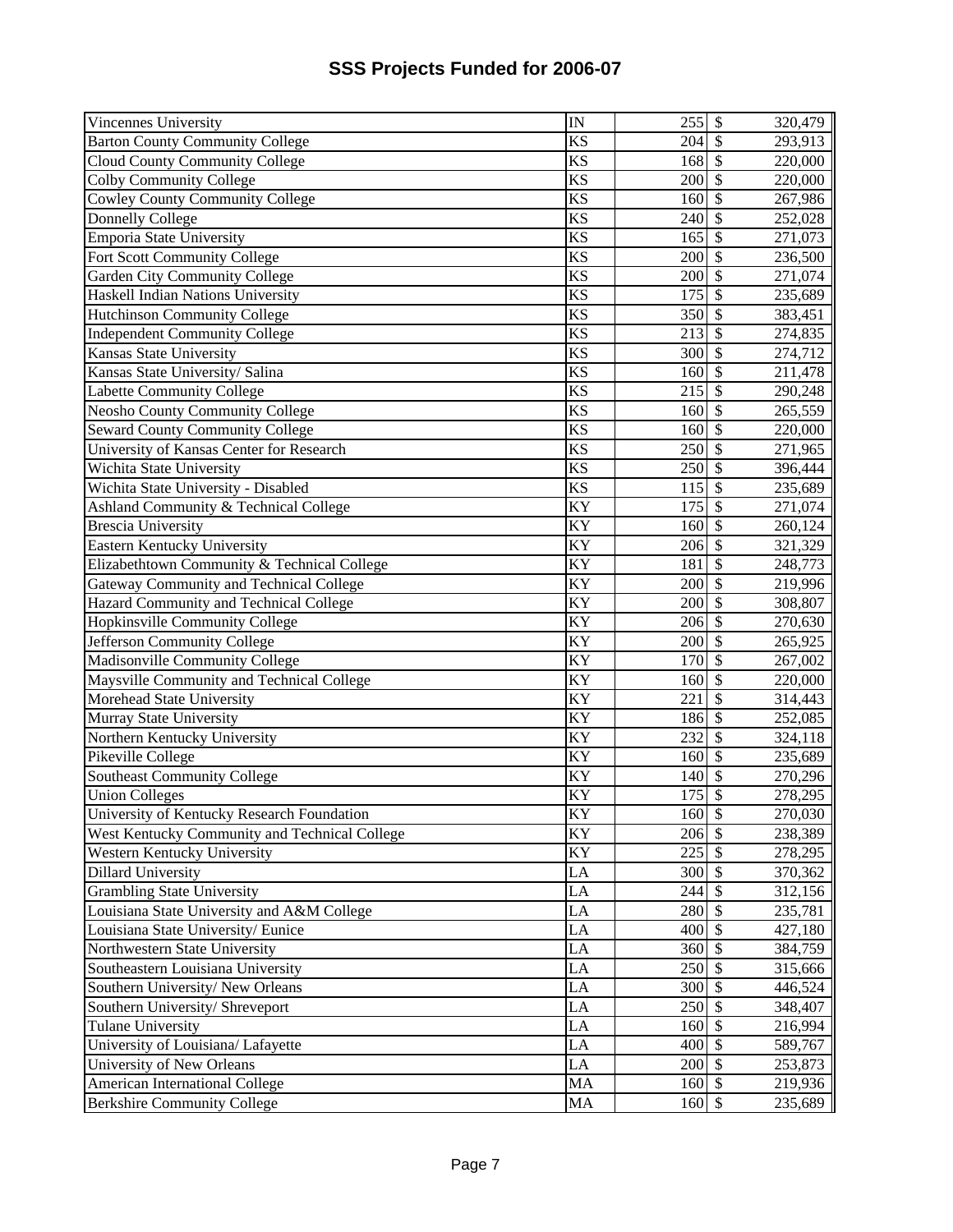# SSS Projects Funded for 2006-07

| | | | |
|---|---|---|---|
| Vincennes University | IN | 255 | $ 320,479 |
| Barton County Community College | KS | 204 | $ 293,913 |
| Cloud County Community College | KS | 168 | $ 220,000 |
| Colby Community College | KS | 200 | $ 220,000 |
| Cowley County Community College | KS | 160 | $ 267,986 |
| Donnelly College | KS | 240 | $ 252,028 |
| Emporia State University | KS | 165 | $ 271,073 |
| Fort Scott Community College | KS | 200 | $ 236,500 |
| Garden City Community College | KS | 200 | $ 271,074 |
| Haskell Indian Nations University | KS | 175 | $ 235,689 |
| Hutchinson Community College | KS | 350 | $ 383,451 |
| Independent Community College | KS | 213 | $ 274,835 |
| Kansas State University | KS | 300 | $ 274,712 |
| Kansas State University/ Salina | KS | 160 | $ 211,478 |
| Labette Community College | KS | 215 | $ 290,248 |
| Neosho County Community College | KS | 160 | $ 265,559 |
| Seward County Community College | KS | 160 | $ 220,000 |
| University of Kansas Center for Research | KS | 250 | $ 271,965 |
| Wichita State University | KS | 250 | $ 396,444 |
| Wichita State University - Disabled | KS | 115 | $ 235,689 |
| Ashland Community & Technical College | KY | 175 | $ 271,074 |
| Brescia University | KY | 160 | $ 260,124 |
| Eastern Kentucky University | KY | 206 | $ 321,329 |
| Elizabethtown Community & Technical College | KY | 181 | $ 248,773 |
| Gateway Community and Technical College | KY | 200 | $ 219,996 |
| Hazard Community and Technical College | KY | 200 | $ 308,807 |
| Hopkinsville Community College | KY | 206 | $ 270,630 |
| Jefferson Community College | KY | 200 | $ 265,925 |
| Madisonville Community College | KY | 170 | $ 267,002 |
| Maysville Community and Technical College | KY | 160 | $ 220,000 |
| Morehead State University | KY | 221 | $ 314,443 |
| Murray State University | KY | 186 | $ 252,085 |
| Northern Kentucky University | KY | 232 | $ 324,118 |
| Pikeville College | KY | 160 | $ 235,689 |
| Southeast Community College | KY | 140 | $ 270,296 |
| Union Colleges | KY | 175 | $ 278,295 |
| University of Kentucky Research Foundation | KY | 160 | $ 270,030 |
| West Kentucky Community and Technical College | KY | 206 | $ 238,389 |
| Western Kentucky University | KY | 225 | $ 278,295 |
| Dillard University | LA | 300 | $ 370,362 |
| Grambling State University | LA | 244 | $ 312,156 |
| Louisiana State University and A&M College | LA | 280 | $ 235,781 |
| Louisiana State University/ Eunice | LA | 400 | $ 427,180 |
| Northwestern State University | LA | 360 | $ 384,759 |
| Southeastern Lousiana University | LA | 250 | $ 315,666 |
| Southern University/ New Orleans | LA | 300 | $ 446,524 |
| Southern University/ Shreveport | LA | 250 | $ 348,407 |
| Tulane University | LA | 160 | $ 216,994 |
| University of Louisiana/ Lafayette | LA | 400 | $ 589,767 |
| University of New Orleans | LA | 200 | $ 253,873 |
| American International College | MA | 160 | $ 219,936 |
| Berkshire Community College | MA | 160 | $ 235,689 |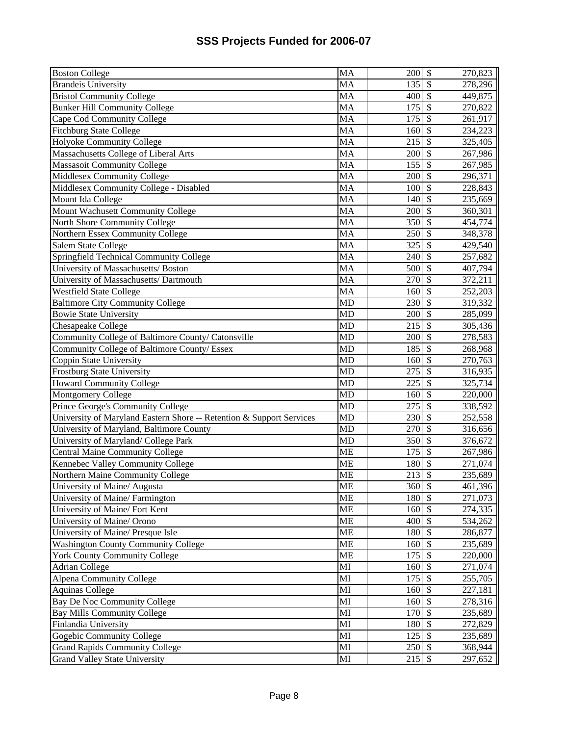# SSS Projects Funded for 2006-07

| | | | | |
|---|---|---|---|---|
| Boston College | MA | 200 | $ | 270,823 |
| Brandeis University | MA | 135 | $ | 278,296 |
| Bristol Community College | MA | 400 | $ | 449,875 |
| Bunker Hill Community College | MA | 175 | $ | 270,822 |
| Cape Cod Community College | MA | 175 | $ | 261,917 |
| Fitchburg State College | MA | 160 | $ | 234,223 |
| Holyoke Community College | MA | 215 | $ | 325,405 |
| Massachusetts College of Liberal Arts | MA | 200 | $ | 267,986 |
| Massasoit Community College | MA | 155 | $ | 267,985 |
| Middlesex Community College | MA | 200 | $ | 296,371 |
| Middlesex Community College - Disabled | MA | 100 | $ | 228,843 |
| Mount Ida College | MA | 140 | $ | 235,669 |
| Mount Wachusett Community College | MA | 200 | $ | 360,301 |
| North Shore Community College | MA | 350 | $ | 454,774 |
| Northern Essex Community College | MA | 250 | $ | 348,378 |
| Salem State College | MA | 325 | $ | 429,540 |
| Springfield Technical Community College | MA | 240 | $ | 257,682 |
| University of Massachusetts/ Boston | MA | 500 | $ | 407,794 |
| University of Massachusetts/ Dartmouth | MA | 270 | $ | 372,211 |
| Westfield State College | MA | 160 | $ | 252,203 |
| Baltimore City Community College | MD | 230 | $ | 319,332 |
| Bowie State University | MD | 200 | $ | 285,099 |
| Chesapeake College | MD | 215 | $ | 305,436 |
| Community College of Baltimore County/ Catonsville | MD | 200 | $ | 278,583 |
| Community College of Baltimore County/ Essex | MD | 185 | $ | 268,968 |
| Coppin State University | MD | 160 | $ | 270,763 |
| Frostburg State University | MD | 275 | $ | 316,935 |
| Howard Community College | MD | 225 | $ | 325,734 |
| Montgomery College | MD | 160 | $ | 220,000 |
| Prince George's Community College | MD | 275 | $ | 338,592 |
| University of Maryland Eastern Shore -- Retention & Support Services | MD | 230 | $ | 252,558 |
| University of Maryland, Baltimore County | MD | 270 | $ | 316,656 |
| University of Maryland/ College Park | MD | 350 | $ | 376,672 |
| Central Maine Community College | ME | 175 | $ | 267,986 |
| Kennebec Valley Community College | ME | 180 | $ | 271,074 |
| Northern Maine Community College | ME | 213 | $ | 235,689 |
| University of Maine/ Augusta | ME | 360 | $ | 461,396 |
| University of Maine/ Farmington | ME | 180 | $ | 271,073 |
| University of Maine/ Fort Kent | ME | 160 | $ | 274,335 |
| University of Maine/ Orono | ME | 400 | $ | 534,262 |
| University of Maine/ Presque Isle | ME | 180 | $ | 286,877 |
| Washington County Community College | ME | 160 | $ | 235,689 |
| York County Community College | ME | 175 | $ | 220,000 |
| Adrian College | MI | 160 | $ | 271,074 |
| Alpena Community College | MI | 175 | $ | 255,705 |
| Aquinas College | MI | 160 | $ | 227,181 |
| Bay De Noc Community College | MI | 160 | $ | 278,316 |
| Bay Mills Community College | MI | 170 | $ | 235,689 |
| Finlandia University | MI | 180 | $ | 272,829 |
| Gogebic Community College | MI | 125 | $ | 235,689 |
| Grand Rapids Community College | MI | 250 | $ | 368,944 |
| Grand Valley State University | MI | 215 | $ | 297,652 |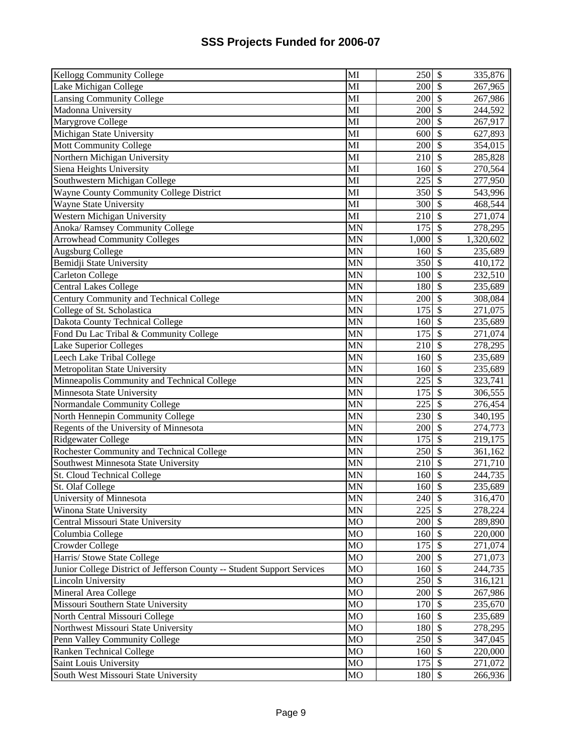# SSS Projects Funded for 2006-07

| | | | | |
|---|---|---|---|---|
| Kellogg Community College | MI | 250 | $ | 335,876 |
| Lake Michigan College | MI | 200 | $ | 267,965 |
| Lansing Community College | MI | 200 | $ | 267,986 |
| Madonna University | MI | 200 | $ | 244,592 |
| Marygrove College | MI | 200 | $ | 267,917 |
| Michigan State University | MI | 600 | $ | 627,893 |
| Mott Community College | MI | 200 | $ | 354,015 |
| Northern Michigan University | MI | 210 | $ | 285,828 |
| Siena Heights University | MI | 160 | $ | 270,564 |
| Southwestern Michigan College | MI | 225 | $ | 277,950 |
| Wayne County Community College District | MI | 350 | $ | 543,996 |
| Wayne State University | MI | 300 | $ | 468,544 |
| Western Michigan University | MI | 210 | $ | 271,074 |
| Anoka/ Ramsey Community College | MN | 175 | $ | 278,295 |
| Arrowhead Community Colleges | MN | 1,000 | $ | 1,320,602 |
| Augsburg College | MN | 160 | $ | 235,689 |
| Bemidji State University | MN | 350 | $ | 410,172 |
| Carleton College | MN | 100 | $ | 232,510 |
| Central Lakes College | MN | 180 | $ | 235,689 |
| Century Community and Technical College | MN | 200 | $ | 308,084 |
| College of St. Scholastica | MN | 175 | $ | 271,075 |
| Dakota County Technical College | MN | 160 | $ | 235,689 |
| Fond Du Lac Tribal & Community College | MN | 175 | $ | 271,074 |
| Lake Superior Colleges | MN | 210 | $ | 278,295 |
| Leech Lake Tribal College | MN | 160 | $ | 235,689 |
| Metropolitan State University | MN | 160 | $ | 235,689 |
| Minneapolis Community and Technical College | MN | 225 | $ | 323,741 |
| Minnesota State University | MN | 175 | $ | 306,555 |
| Normandale Community College | MN | 225 | $ | 276,454 |
| North Hennepin Community College | MN | 230 | $ | 340,195 |
| Regents of the University of Minnesota | MN | 200 | $ | 274,773 |
| Ridgewater College | MN | 175 | $ | 219,175 |
| Rochester Community and Technical College | MN | 250 | $ | 361,162 |
| Southwest Minnesota State University | MN | 210 | $ | 271,710 |
| St. Cloud Technical College | MN | 160 | $ | 244,735 |
| St. Olaf College | MN | 160 | $ | 235,689 |
| University of Minnesota | MN | 240 | $ | 316,470 |
| Winona State University | MN | 225 | $ | 278,224 |
| Central Missouri State University | MO | 200 | $ | 289,890 |
| Columbia College | MO | 160 | $ | 220,000 |
| Crowder College | MO | 175 | $ | 271,074 |
| Harris/ Stowe State College | MO | 200 | $ | 271,073 |
| Junior College District of Jefferson County -- Student Support Services | MO | 160 | $ | 244,735 |
| Lincoln University | MO | 250 | $ | 316,121 |
| Mineral Area College | MO | 200 | $ | 267,986 |
| Missouri Southern State University | MO | 170 | $ | 235,670 |
| North Central Missouri College | MO | 160 | $ | 235,689 |
| Northwest Missouri State University | MO | 180 | $ | 278,295 |
| Penn Valley Community College | MO | 250 | $ | 347,045 |
| Ranken Technical College | MO | 160 | $ | 220,000 |
| Saint Louis University | MO | 175 | $ | 271,072 |
| South West Missouri State University | MO | 180 | $ | 266,936 |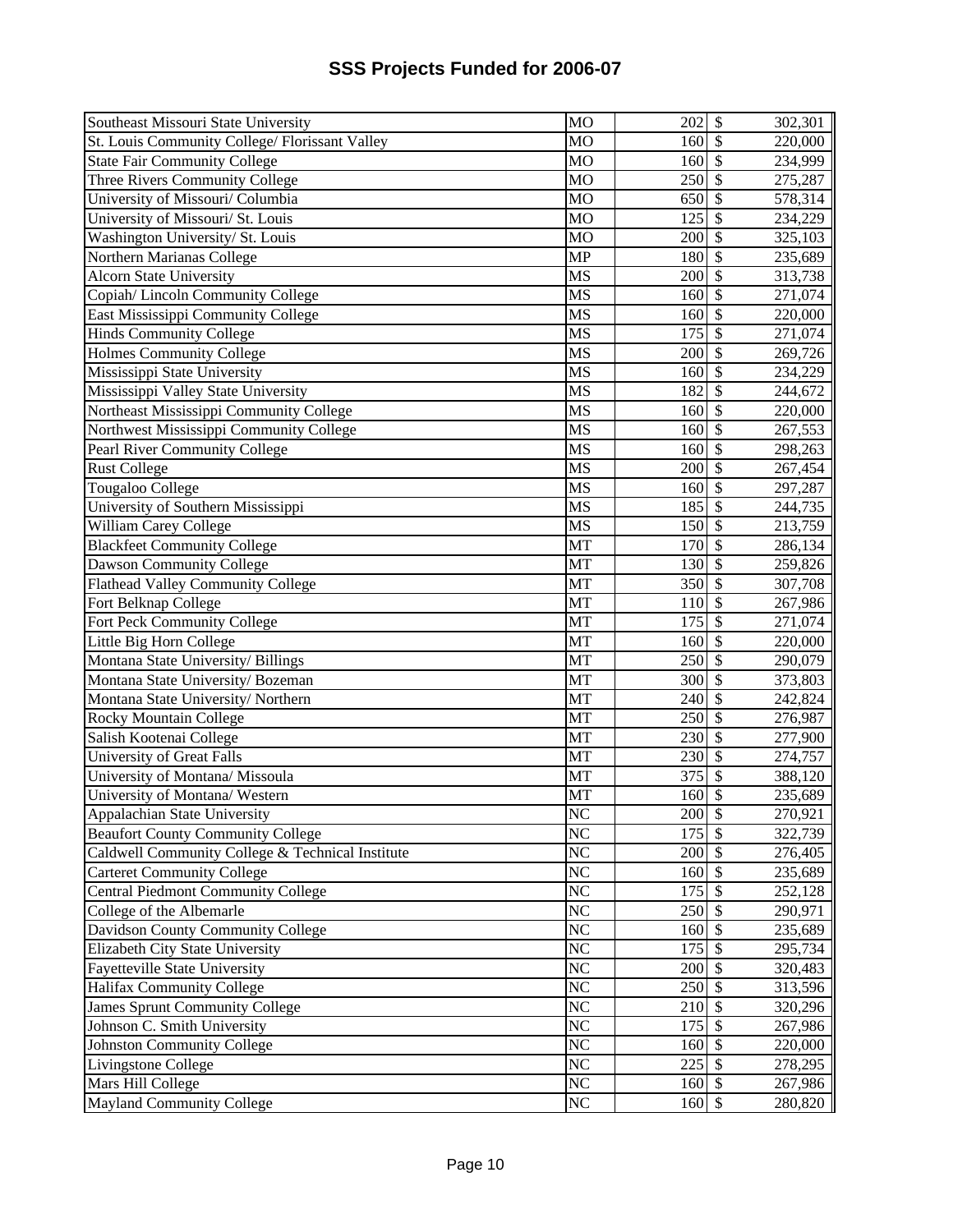# SSS Projects Funded for 2006-07

| | | | | |
|---|---|---|---|---|
| Southeast Missouri State University | MO | 202 | $ | 302,301 |
| St. Louis Community College/ Florissant Valley | MO | 160 | $ | 220,000 |
| State Fair Community College | MO | 160 | $ | 234,999 |
| Three Rivers Community College | MO | 250 | $ | 275,287 |
| University of Missouri/ Columbia | MO | 650 | $ | 578,314 |
| University of Missouri/ St. Louis | MO | 125 | $ | 234,229 |
| Washington University/ St. Louis | MO | 200 | $ | 325,103 |
| Northern Marianas College | MP | 180 | $ | 235,689 |
| Alcorn State University | MS | 200 | $ | 313,738 |
| Copiah/ Lincoln Community College | MS | 160 | $ | 271,074 |
| East Mississippi Community College | MS | 160 | $ | 220,000 |
| Hinds Community College | MS | 175 | $ | 271,074 |
| Holmes Community College | MS | 200 | $ | 269,726 |
| Mississippi State University | MS | 160 | $ | 234,229 |
| Mississippi Valley State University | MS | 182 | $ | 244,672 |
| Northeast Mississippi Community College | MS | 160 | $ | 220,000 |
| Northwest Mississippi Community College | MS | 160 | $ | 267,553 |
| Pearl River Community College | MS | 160 | $ | 298,263 |
| Rust College | MS | 200 | $ | 267,454 |
| Tougaloo College | MS | 160 | $ | 297,287 |
| University of Southern Mississippi | MS | 185 | $ | 244,735 |
| William Carey College | MS | 150 | $ | 213,759 |
| Blackfeet Community College | MT | 170 | $ | 286,134 |
| Dawson Community College | MT | 130 | $ | 259,826 |
| Flathead Valley Community College | MT | 350 | $ | 307,708 |
| Fort Belknap College | MT | 110 | $ | 267,986 |
| Fort Peck Community College | MT | 175 | $ | 271,074 |
| Little Big Horn College | MT | 160 | $ | 220,000 |
| Montana State University/ Billings | MT | 250 | $ | 290,079 |
| Montana State University/ Bozeman | MT | 300 | $ | 373,803 |
| Montana State University/ Northern | MT | 240 | $ | 242,824 |
| Rocky Mountain College | MT | 250 | $ | 276,987 |
| Salish Kootenai College | MT | 230 | $ | 277,900 |
| University of Great Falls | MT | 230 | $ | 274,757 |
| University of Montana/ Missoula | MT | 375 | $ | 388,120 |
| University of Montana/ Western | MT | 160 | $ | 235,689 |
| Appalachian State University | NC | 200 | $ | 270,921 |
| Beaufort County Community College | NC | 175 | $ | 322,739 |
| Caldwell Community College & Technical Institute | NC | 200 | $ | 276,405 |
| Carteret Community College | NC | 160 | $ | 235,689 |
| Central Piedmont Community College | NC | 175 | $ | 252,128 |
| College of the Albemarle | NC | 250 | $ | 290,971 |
| Davidson County Community College | NC | 160 | $ | 235,689 |
| Elizabeth City State University | NC | 175 | $ | 295,734 |
| Fayetteville State University | NC | 200 | $ | 320,483 |
| Halifax Community College | NC | 250 | $ | 313,596 |
| James Sprunt Community College | NC | 210 | $ | 320,296 |
| Johnson C. Smith University | NC | 175 | $ | 267,986 |
| Johnston Community College | NC | 160 | $ | 220,000 |
| Livingstone College | NC | 225 | $ | 278,295 |
| Mars Hill College | NC | 160 | $ | 267,986 |
| Mayland Community College | NC | 160 | $ | 280,820 |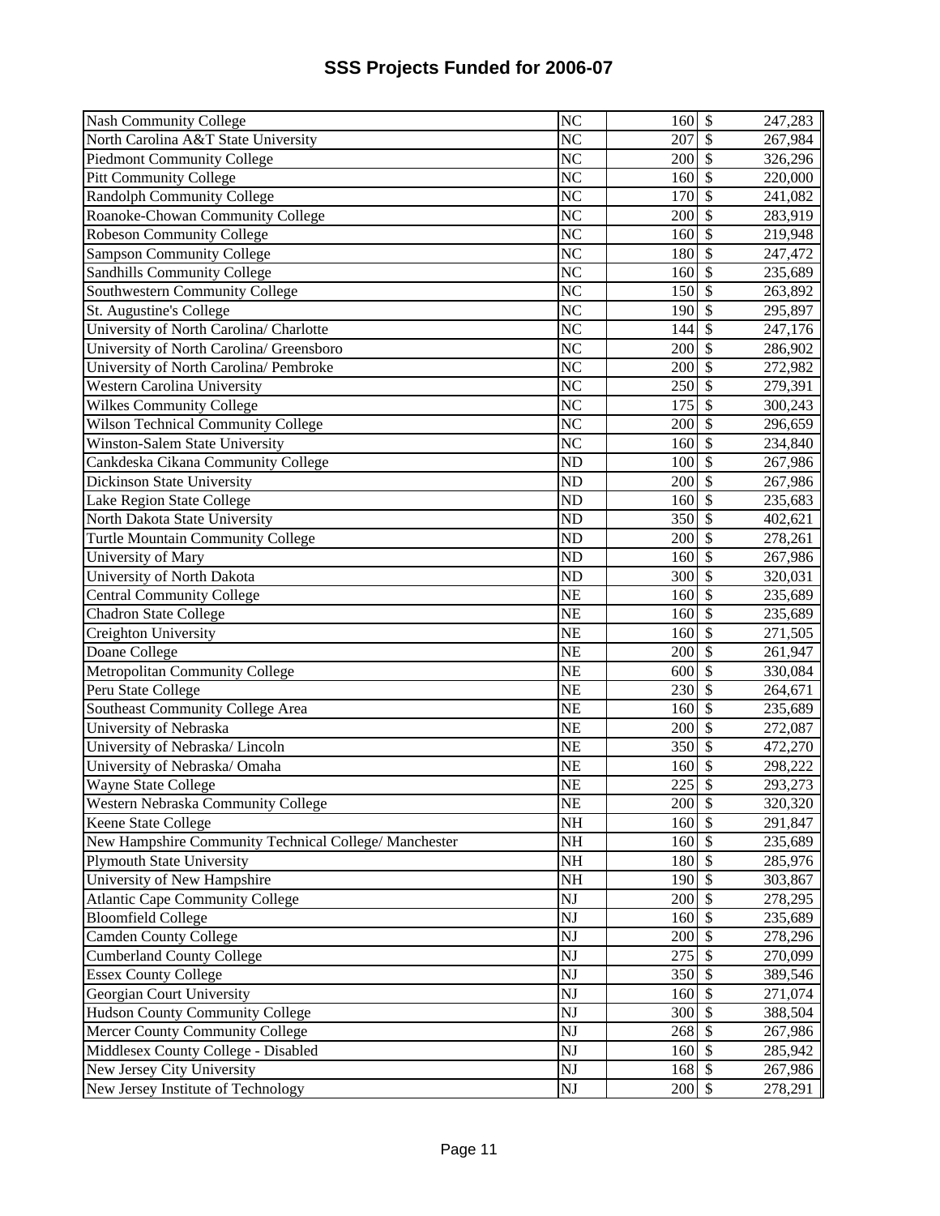# SSS Projects Funded for 2006-07

| | | | |
|---|---|---|---|
| Nash Community College | NC | 160 | $ 247,283 |
| North Carolina A&T State University | NC | 207 | $ 267,984 |
| Piedmont Community College | NC | 200 | $ 326,296 |
| Pitt Community College | NC | 160 | $ 220,000 |
| Randolph Community College | NC | 170 | $ 241,082 |
| Roanoke-Chowan Community College | NC | 200 | $ 283,919 |
| Robeson Community College | NC | 160 | $ 219,948 |
| Sampson Community College | NC | 180 | $ 247,472 |
| Sandhills Community College | NC | 160 | $ 235,689 |
| Southwestern Community College | NC | 150 | $ 263,892 |
| St. Augustine's College | NC | 190 | $ 295,897 |
| University of North Carolina/ Charlotte | NC | 144 | $ 247,176 |
| University of North Carolina/ Greensboro | NC | 200 | $ 286,902 |
| University of North Carolina/ Pembroke | NC | 200 | $ 272,982 |
| Western Carolina University | NC | 250 | $ 279,391 |
| Wilkes Community College | NC | 175 | $ 300,243 |
| Wilson Technical Community College | NC | 200 | $ 296,659 |
| Winston-Salem State University | NC | 160 | $ 234,840 |
| Cankdeska Cikana Community College | ND | 100 | $ 267,986 |
| Dickinson State University | ND | 200 | $ 267,986 |
| Lake Region State College | ND | 160 | $ 235,683 |
| North Dakota State University | ND | 350 | $ 402,621 |
| Turtle Mountain Community College | ND | 200 | $ 278,261 |
| University of Mary | ND | 160 | $ 267,986 |
| University of North Dakota | ND | 300 | $ 320,031 |
| Central Community College | NE | 160 | $ 235,689 |
| Chadron State College | NE | 160 | $ 235,689 |
| Creighton University | NE | 160 | $ 271,505 |
| Doane College | NE | 200 | $ 261,947 |
| Metropolitan Community College | NE | 600 | $ 330,084 |
| Peru State College | NE | 230 | $ 264,671 |
| Southeast Community College Area | NE | 160 | $ 235,689 |
| University of Nebraska | NE | 200 | $ 272,087 |
| University of Nebraska/ Lincoln | NE | 350 | $ 472,270 |
| University of Nebraska/ Omaha | NE | 160 | $ 298,222 |
| Wayne State College | NE | 225 | $ 293,273 |
| Western Nebraska Community College | NE | 200 | $ 320,320 |
| Keene State College | NH | 160 | $ 291,847 |
| New Hampshire Community Technical College/ Manchester | NH | 160 | $ 235,689 |
| Plymouth State University | NH | 180 | $ 285,976 |
| University of New Hampshire | NH | 190 | $ 303,867 |
| Atlantic Cape Community College | NJ | 200 | $ 278,295 |
| Bloomfield College | NJ | 160 | $ 235,689 |
| Camden County College | NJ | 200 | $ 278,296 |
| Cumberland County College | NJ | 275 | $ 270,099 |
| Essex County College | NJ | 350 | $ 389,546 |
| Georgian Court University | NJ | 160 | $ 271,074 |
| Hudson County Community College | NJ | 300 | $ 388,504 |
| Mercer County Community College | NJ | 268 | $ 267,986 |
| Middlesex County College - Disabled | NJ | 160 | $ 285,942 |
| New Jersey City University | NJ | 168 | $ 267,986 |
| New Jersey Institute of Technology | NJ | 200 | $ 278,291 |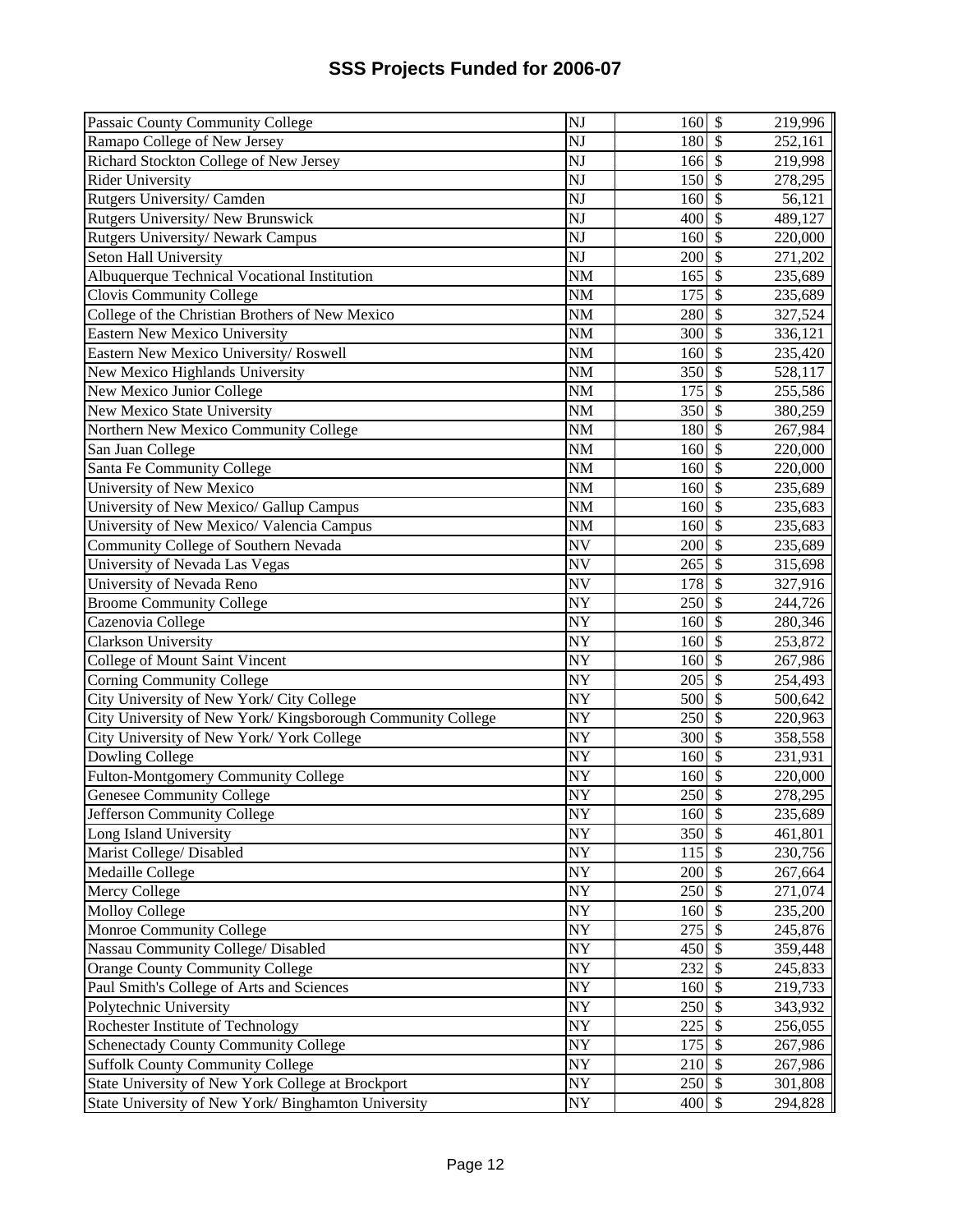# SSS Projects Funded for 2006-07

| | | | | |
|---|---|---|---|---|
| Passaic County Community College | NJ | 160 | $ | 219,996 |
| Ramapo College of New Jersey | NJ | 180 | $ | 252,161 |
| Richard Stockton College of New Jersey | NJ | 166 | $ | 219,998 |
| Rider University | NJ | 150 | $ | 278,295 |
| Rutgers University/ Camden | NJ | 160 | $ | 56,121 |
| Rutgers University/ New Brunswick | NJ | 400 | $ | 489,127 |
| Rutgers University/ Newark Campus | NJ | 160 | $ | 220,000 |
| Seton Hall University | NJ | 200 | $ | 271,202 |
| Albuquerque Technical Vocational Institution | NM | 165 | $ | 235,689 |
| Clovis Community College | NM | 175 | $ | 235,689 |
| College of the Christian Brothers of New Mexico | NM | 280 | $ | 327,524 |
| Eastern New Mexico University | NM | 300 | $ | 336,121 |
| Eastern New Mexico University/ Roswell | NM | 160 | $ | 235,420 |
| New Mexico Highlands University | NM | 350 | $ | 528,117 |
| New Mexico Junior College | NM | 175 | $ | 255,586 |
| New Mexico State University | NM | 350 | $ | 380,259 |
| Northern New Mexico Community College | NM | 180 | $ | 267,984 |
| San Juan College | NM | 160 | $ | 220,000 |
| Santa Fe Community College | NM | 160 | $ | 220,000 |
| University of New Mexico | NM | 160 | $ | 235,689 |
| University of New Mexico/ Gallup Campus | NM | 160 | $ | 235,683 |
| University of New Mexico/ Valencia Campus | NM | 160 | $ | 235,683 |
| Community College of Southern Nevada | NV | 200 | $ | 235,689 |
| University of Nevada Las Vegas | NV | 265 | $ | 315,698 |
| University of Nevada Reno | NV | 178 | $ | 327,916 |
| Broome Community College | NY | 250 | $ | 244,726 |
| Cazenovia College | NY | 160 | $ | 280,346 |
| Clarkson University | NY | 160 | $ | 253,872 |
| College of Mount Saint Vincent | NY | 160 | $ | 267,986 |
| Corning Community College | NY | 205 | $ | 254,493 |
| City University of New York/ City College | NY | 500 | $ | 500,642 |
| City University of New York/ Kingsborough Community College | NY | 250 | $ | 220,963 |
| City University of New York/ York College | NY | 300 | $ | 358,558 |
| Dowling College | NY | 160 | $ | 231,931 |
| Fulton-Montgomery Community College | NY | 160 | $ | 220,000 |
| Genesee Community College | NY | 250 | $ | 278,295 |
| Jefferson Community College | NY | 160 | $ | 235,689 |
| Long Island University | NY | 350 | $ | 461,801 |
| Marist College/ Disabled | NY | 115 | $ | 230,756 |
| Medaille College | NY | 200 | $ | 267,664 |
| Mercy College | NY | 250 | $ | 271,074 |
| Molloy College | NY | 160 | $ | 235,200 |
| Monroe Community College | NY | 275 | $ | 245,876 |
| Nassau Community College/ Disabled | NY | 450 | $ | 359,448 |
| Orange County Community College | NY | 232 | $ | 245,833 |
| Paul Smith's College of Arts and Sciences | NY | 160 | $ | 219,733 |
| Polytechnic University | NY | 250 | $ | 343,932 |
| Rochester Institute of Technology | NY | 225 | $ | 256,055 |
| Schenectady County Community College | NY | 175 | $ | 267,986 |
| Suffolk County Community College | NY | 210 | $ | 267,986 |
| State University of New York College at Brockport | NY | 250 | $ | 301,808 |
| State University of New York/ Binghamton University | NY | 400 | $ | 294,828 |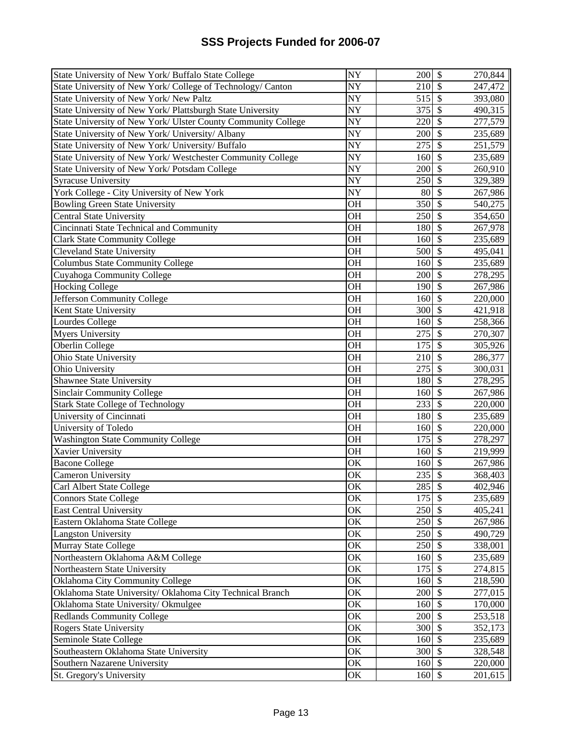# SSS Projects Funded for 2006-07

| Institution | State | Participants | | Amount |
|---|---|---|---|---|
| State University of New York/ Buffalo State College | NY | 200 | $ | 270,844 |
| State University of New York/ College of Technology/ Canton | NY | 210 | $ | 247,472 |
| State University of New York/ New Paltz | NY | 515 | $ | 393,080 |
| State University of New York/ Plattsburgh State University | NY | 375 | $ | 490,315 |
| State University of New York/ Ulster County Community College | NY | 220 | $ | 277,579 |
| State University of New York/ University/ Albany | NY | 200 | $ | 235,689 |
| State University of New York/ University/ Buffalo | NY | 275 | $ | 251,579 |
| State University of New York/ Westchester Community College | NY | 160 | $ | 235,689 |
| State University of New York/ Potsdam College | NY | 200 | $ | 260,910 |
| Syracuse University | NY | 250 | $ | 329,389 |
| York College - City University of New York | NY | 80 | $ | 267,986 |
| Bowling Green State University | OH | 350 | $ | 540,275 |
| Central State University | OH | 250 | $ | 354,650 |
| Cincinnati State Technical and Community | OH | 180 | $ | 267,978 |
| Clark State Community College | OH | 160 | $ | 235,689 |
| Cleveland State University | OH | 500 | $ | 495,041 |
| Columbus State Community College | OH | 160 | $ | 235,689 |
| Cuyahoga Community College | OH | 200 | $ | 278,295 |
| Hocking College | OH | 190 | $ | 267,986 |
| Jefferson Community College | OH | 160 | $ | 220,000 |
| Kent State University | OH | 300 | $ | 421,918 |
| Lourdes College | OH | 160 | $ | 258,366 |
| Myers University | OH | 275 | $ | 270,307 |
| Oberlin College | OH | 175 | $ | 305,926 |
| Ohio State University | OH | 210 | $ | 286,377 |
| Ohio University | OH | 275 | $ | 300,031 |
| Shawnee State University | OH | 180 | $ | 278,295 |
| Sinclair Community College | OH | 160 | $ | 267,986 |
| Stark State College of Technology | OH | 233 | $ | 220,000 |
| University of Cincinnati | OH | 180 | $ | 235,689 |
| University of Toledo | OH | 160 | $ | 220,000 |
| Washington State Community College | OH | 175 | $ | 278,297 |
| Xavier University | OH | 160 | $ | 219,999 |
| Bacone College | OK | 160 | $ | 267,986 |
| Cameron University | OK | 235 | $ | 368,403 |
| Carl Albert State College | OK | 285 | $ | 402,946 |
| Connors State College | OK | 175 | $ | 235,689 |
| East Central University | OK | 250 | $ | 405,241 |
| Eastern Oklahoma State College | OK | 250 | $ | 267,986 |
| Langston University | OK | 250 | $ | 490,729 |
| Murray State College | OK | 250 | $ | 338,001 |
| Northeastern Oklahoma A&M College | OK | 160 | $ | 235,689 |
| Northeastern State University | OK | 175 | $ | 274,815 |
| Oklahoma City Community College | OK | 160 | $ | 218,590 |
| Oklahoma State University/ Oklahoma City Technical Branch | OK | 200 | $ | 277,015 |
| Oklahoma State University/ Okmulgee | OK | 160 | $ | 170,000 |
| Redlands Community College | OK | 200 | $ | 253,518 |
| Rogers State University | OK | 300 | $ | 352,173 |
| Seminole State College | OK | 160 | $ | 235,689 |
| Southeastern Oklahoma State University | OK | 300 | $ | 328,548 |
| Southern Nazarene University | OK | 160 | $ | 220,000 |
| St. Gregory's University | OK | 160 | $ | 201,615 |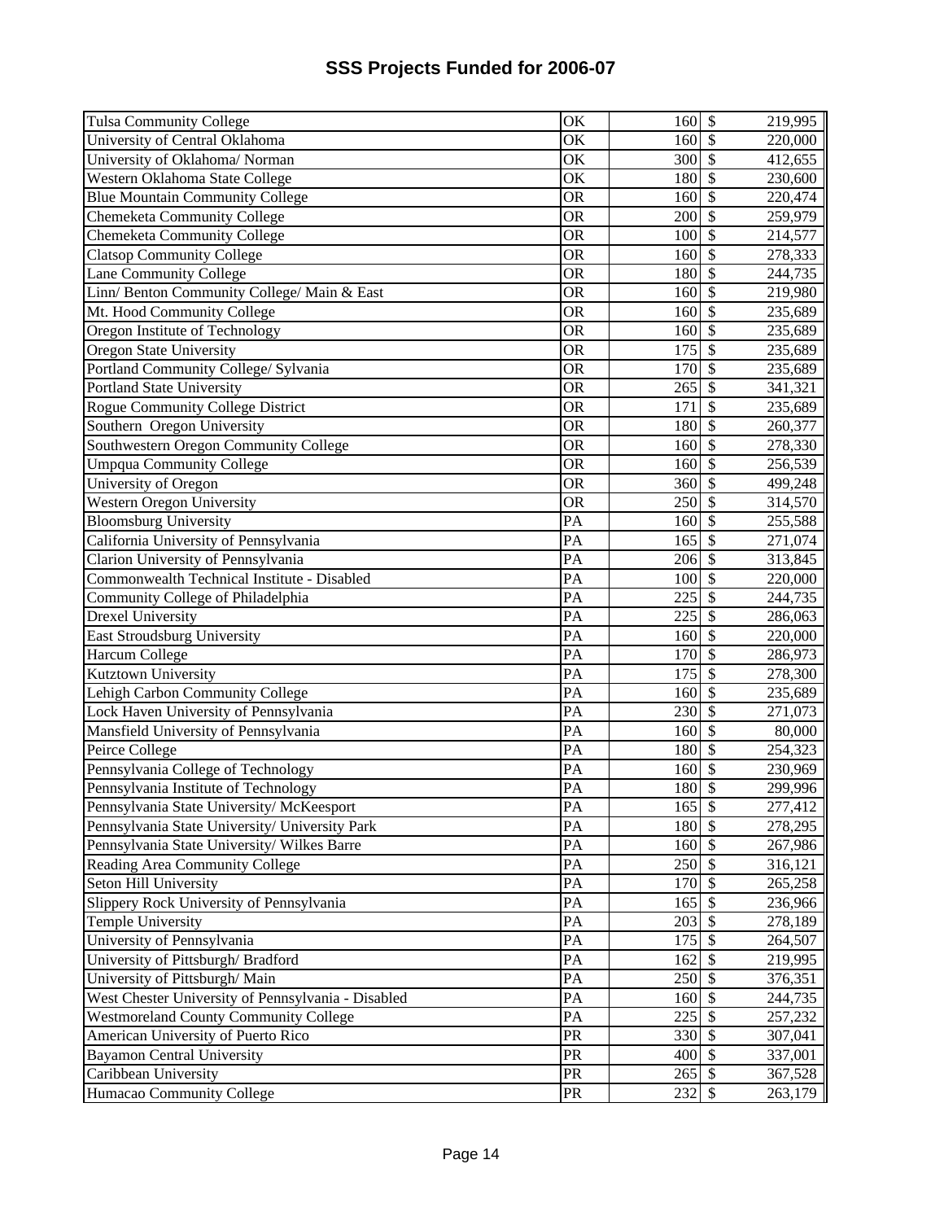# SSS Projects Funded for 2006-07

| | | | | |
|---|---|---|---|---|
| Tulsa Community College | OK | 160 | $ | 219,995 |
| University of Central Oklahoma | OK | 160 | $ | 220,000 |
| University of Oklahoma/ Norman | OK | 300 | $ | 412,655 |
| Western Oklahoma State College | OK | 180 | $ | 230,600 |
| Blue Mountain Community College | OR | 160 | $ | 220,474 |
| Chemeketa Community College | OR | 200 | $ | 259,979 |
| Chemeketa Community College | OR | 100 | $ | 214,577 |
| Clatsop Community College | OR | 160 | $ | 278,333 |
| Lane Community College | OR | 180 | $ | 244,735 |
| Linn/ Benton Community College/ Main & East | OR | 160 | $ | 219,980 |
| Mt. Hood Community College | OR | 160 | $ | 235,689 |
| Oregon Institute of Technology | OR | 160 | $ | 235,689 |
| Oregon State University | OR | 175 | $ | 235,689 |
| Portland Community College/ Sylvania | OR | 170 | $ | 235,689 |
| Portland State University | OR | 265 | $ | 341,321 |
| Rogue Community College District | OR | 171 | $ | 235,689 |
| Southern Oregon University | OR | 180 | $ | 260,377 |
| Southwestern Oregon Community College | OR | 160 | $ | 278,330 |
| Umpqua Community College | OR | 160 | $ | 256,539 |
| University of Oregon | OR | 360 | $ | 499,248 |
| Western Oregon University | OR | 250 | $ | 314,570 |
| Bloomsburg University | PA | 160 | $ | 255,588 |
| California University of Pennsylvania | PA | 165 | $ | 271,074 |
| Clarion University of Pennsylvania | PA | 206 | $ | 313,845 |
| Commonwealth Technical Institute - Disabled | PA | 100 | $ | 220,000 |
| Community College of Philadelphia | PA | 225 | $ | 244,735 |
| Drexel University | PA | 225 | $ | 286,063 |
| East Stroudsburg University | PA | 160 | $ | 220,000 |
| Harcum College | PA | 170 | $ | 286,973 |
| Kutztown University | PA | 175 | $ | 278,300 |
| Lehigh Carbon Community College | PA | 160 | $ | 235,689 |
| Lock Haven University of Pennsylvania | PA | 230 | $ | 271,073 |
| Mansfield University of Pennsylvania | PA | 160 | $ | 80,000 |
| Peirce College | PA | 180 | $ | 254,323 |
| Pennsylvania College of Technology | PA | 160 | $ | 230,969 |
| Pennsylvania Institute of Technology | PA | 180 | $ | 299,996 |
| Pennsylvania State University/ McKeesport | PA | 165 | $ | 277,412 |
| Pennsylvania State University/ University Park | PA | 180 | $ | 278,295 |
| Pennsylvania State University/ Wilkes Barre | PA | 160 | $ | 267,986 |
| Reading Area Community College | PA | 250 | $ | 316,121 |
| Seton Hill University | PA | 170 | $ | 265,258 |
| Slippery Rock University of Pennsylvania | PA | 165 | $ | 236,966 |
| Temple University | PA | 203 | $ | 278,189 |
| University of Pennsylvania | PA | 175 | $ | 264,507 |
| University of Pittsburgh/ Bradford | PA | 162 | $ | 219,995 |
| University of Pittsburgh/ Main | PA | 250 | $ | 376,351 |
| West Chester University of Pennsylvania - Disabled | PA | 160 | $ | 244,735 |
| Westmoreland County Community College | PA | 225 | $ | 257,232 |
| American University of Puerto Rico | PR | 330 | $ | 307,041 |
| Bayamon Central University | PR | 400 | $ | 337,001 |
| Caribbean University | PR | 265 | $ | 367,528 |
| Humacao Community College | PR | 232 | $ | 263,179 |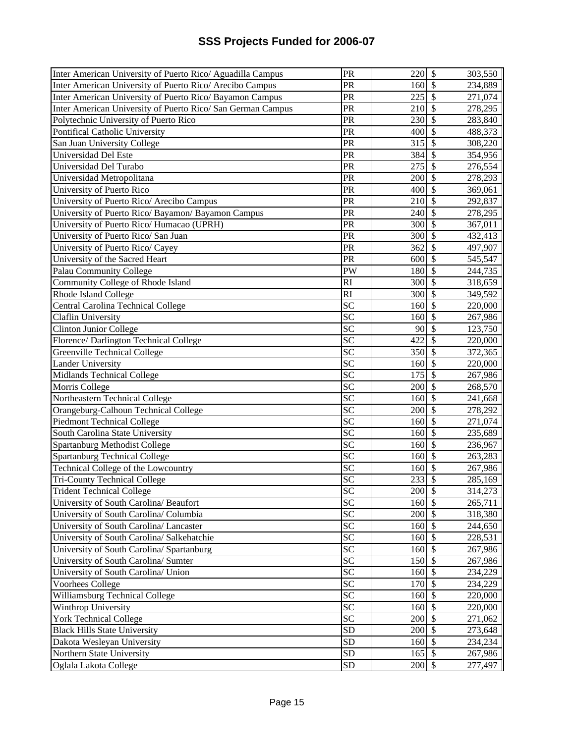# SSS Projects Funded for 2006-07

| Institution | State | Number | Amount |
|---|---|---|---|
| Inter American University of Puerto Rico/ Aguadilla Campus | PR | 220 | $ 303,550 |
| Inter American University of Puerto Rico/ Arecibo Campus | PR | 160 | $ 234,889 |
| Inter American University of Puerto Rico/ Bayamon Campus | PR | 225 | $ 271,074 |
| Inter American University of Puerto Rico/ San German Campus | PR | 210 | $ 278,295 |
| Polytechnic University of Puerto Rico | PR | 230 | $ 283,840 |
| Pontifical Catholic University | PR | 400 | $ 488,373 |
| San Juan University College | PR | 315 | $ 308,220 |
| Universidad Del Este | PR | 384 | $ 354,956 |
| Universidad Del Turabo | PR | 275 | $ 276,554 |
| Universidad Metropolitana | PR | 200 | $ 278,293 |
| University of Puerto Rico | PR | 400 | $ 369,061 |
| University of Puerto Rico/ Arecibo Campus | PR | 210 | $ 292,837 |
| University of Puerto Rico/ Bayamon/ Bayamon Campus | PR | 240 | $ 278,295 |
| University of Puerto Rico/ Humacao (UPRH) | PR | 300 | $ 367,011 |
| University of Puerto Rico/ San Juan | PR | 300 | $ 432,413 |
| University of Puerto Rico/ Cayey | PR | 362 | $ 497,907 |
| University of the Sacred Heart | PR | 600 | $ 545,547 |
| Palau Community College | PW | 180 | $ 244,735 |
| Community College of Rhode Island | RI | 300 | $ 318,659 |
| Rhode Island College | RI | 300 | $ 349,592 |
| Central Carolina Technical College | SC | 160 | $ 220,000 |
| Claflin University | SC | 160 | $ 267,986 |
| Clinton Junior College | SC | 90 | $ 123,750 |
| Florence/ Darlington Technical College | SC | 422 | $ 220,000 |
| Greenville Technical College | SC | 350 | $ 372,365 |
| Lander University | SC | 160 | $ 220,000 |
| Midlands Technical College | SC | 175 | $ 267,986 |
| Morris College | SC | 200 | $ 268,570 |
| Northeastern Technical College | SC | 160 | $ 241,668 |
| Orangeburg-Calhoun Technical College | SC | 200 | $ 278,292 |
| Piedmont Technical College | SC | 160 | $ 271,074 |
| South Carolina State University | SC | 160 | $ 235,689 |
| Spartanburg Methodist College | SC | 160 | $ 236,967 |
| Spartanburg Technical College | SC | 160 | $ 263,283 |
| Technical College of the Lowcountry | SC | 160 | $ 267,986 |
| Tri-County Technical College | SC | 233 | $ 285,169 |
| Trident Technical College | SC | 200 | $ 314,273 |
| University of South Carolina/ Beaufort | SC | 160 | $ 265,711 |
| University of South Carolina/ Columbia | SC | 200 | $ 318,380 |
| University of South Carolina/ Lancaster | SC | 160 | $ 244,650 |
| University of South Carolina/ Salkehatchie | SC | 160 | $ 228,531 |
| University of South Carolina/ Spartanburg | SC | 160 | $ 267,986 |
| University of South Carolina/ Sumter | SC | 150 | $ 267,986 |
| University of South Carolina/ Union | SC | 160 | $ 234,229 |
| Voorhees College | SC | 170 | $ 234,229 |
| Williamsburg Technical College | SC | 160 | $ 220,000 |
| Winthrop University | SC | 160 | $ 220,000 |
| York Technical College | SC | 200 | $ 271,062 |
| Black Hills State University | SD | 200 | $ 273,648 |
| Dakota Wesleyan University | SD | 160 | $ 234,234 |
| Northern State University | SD | 165 | $ 267,986 |
| Oglala Lakota College | SD | 200 | $ 277,497 |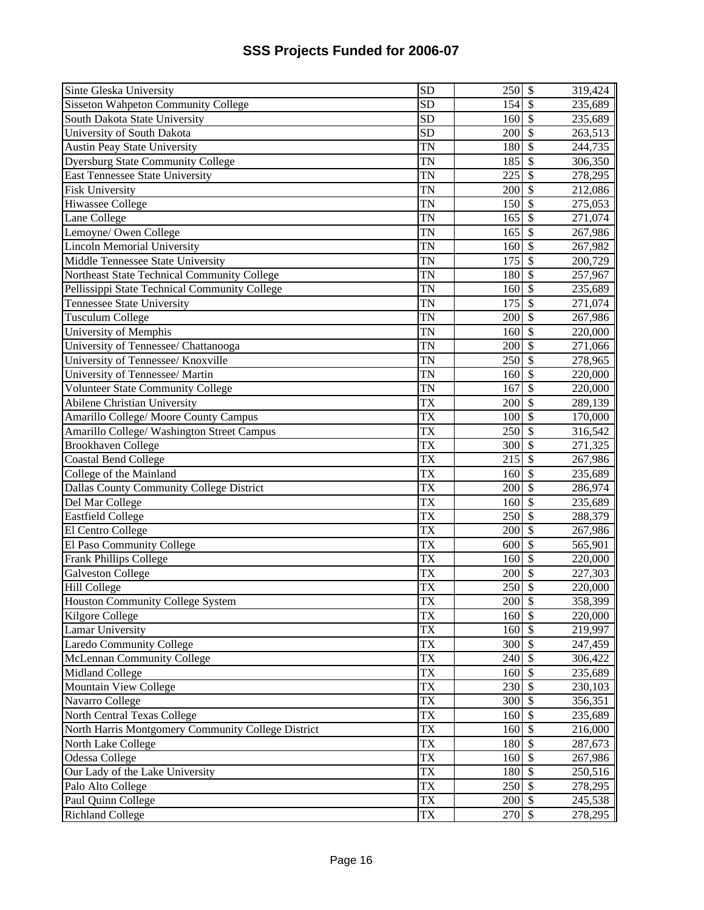# SSS Projects Funded for 2006-07

| | | | | |
|---|---|---|---|---|
| Sinte Gleska University | SD | 250 | $ | 319,424 |
| Sisseton Wahpeton Community College | SD | 154 | $ | 235,689 |
| South Dakota State University | SD | 160 | $ | 235,689 |
| University of South Dakota | SD | 200 | $ | 263,513 |
| Austin Peay State University | TN | 180 | $ | 244,735 |
| Dyersburg State Community College | TN | 185 | $ | 306,350 |
| East Tennessee State University | TN | 225 | $ | 278,295 |
| Fisk University | TN | 200 | $ | 212,086 |
| Hiwassee College | TN | 150 | $ | 275,053 |
| Lane College | TN | 165 | $ | 271,074 |
| Lemoyne/ Owen College | TN | 165 | $ | 267,986 |
| Lincoln Memorial University | TN | 160 | $ | 267,982 |
| Middle Tennessee State University | TN | 175 | $ | 200,729 |
| Northeast State Technical Community College | TN | 180 | $ | 257,967 |
| Pellissippi State Technical Community College | TN | 160 | $ | 235,689 |
| Tennessee State University | TN | 175 | $ | 271,074 |
| Tusculum College | TN | 200 | $ | 267,986 |
| University of Memphis | TN | 160 | $ | 220,000 |
| University of Tennessee/ Chattanooga | TN | 200 | $ | 271,066 |
| University of Tennessee/ Knoxville | TN | 250 | $ | 278,965 |
| University of Tennessee/ Martin | TN | 160 | $ | 220,000 |
| Volunteer State Community College | TN | 167 | $ | 220,000 |
| Abilene Christian University | TX | 200 | $ | 289,139 |
| Amarillo College/ Moore County Campus | TX | 100 | $ | 170,000 |
| Amarillo College/ Washington Street Campus | TX | 250 | $ | 316,542 |
| Brookhaven College | TX | 300 | $ | 271,325 |
| Coastal Bend College | TX | 215 | $ | 267,986 |
| College of the Mainland | TX | 160 | $ | 235,689 |
| Dallas County Community College District | TX | 200 | $ | 286,974 |
| Del Mar College | TX | 160 | $ | 235,689 |
| Eastfield College | TX | 250 | $ | 288,379 |
| El Centro College | TX | 200 | $ | 267,986 |
| El Paso Community College | TX | 600 | $ | 565,901 |
| Frank Phillips College | TX | 160 | $ | 220,000 |
| Galveston College | TX | 200 | $ | 227,303 |
| Hill College | TX | 250 | $ | 220,000 |
| Houston Community College System | TX | 200 | $ | 358,399 |
| Kilgore College | TX | 160 | $ | 220,000 |
| Lamar University | TX | 160 | $ | 219,997 |
| Laredo Community College | TX | 300 | $ | 247,459 |
| McLennan Community College | TX | 240 | $ | 306,422 |
| Midland College | TX | 160 | $ | 235,689 |
| Mountain View College | TX | 230 | $ | 230,103 |
| Navarro College | TX | 300 | $ | 356,351 |
| North Central Texas College | TX | 160 | $ | 235,689 |
| North Harris Montgomery Community College District | TX | 160 | $ | 216,000 |
| North Lake College | TX | 180 | $ | 287,673 |
| Odessa College | TX | 160 | $ | 267,986 |
| Our Lady of the Lake University | TX | 180 | $ | 250,516 |
| Palo Alto College | TX | 250 | $ | 278,295 |
| Paul Quinn College | TX | 200 | $ | 245,538 |
| Richland College | TX | 270 | $ | 278,295 |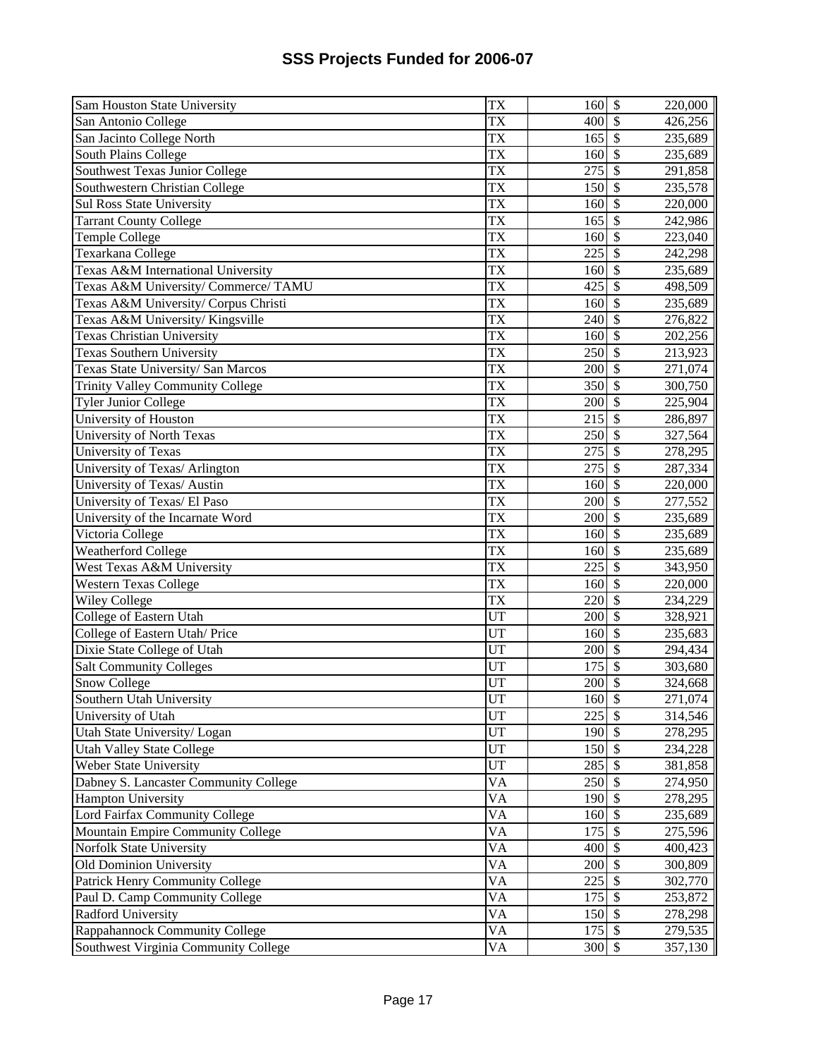# SSS Projects Funded for 2006-07

| | | | |
|---|---|---|---|
| Sam Houston State University | TX | 160 | $ 220,000 |
| San Antonio College | TX | 400 | $ 426,256 |
| San Jacinto College North | TX | 165 | $ 235,689 |
| South Plains College | TX | 160 | $ 235,689 |
| Southwest Texas Junior College | TX | 275 | $ 291,858 |
| Southwestern Christian College | TX | 150 | $ 235,578 |
| Sul Ross State University | TX | 160 | $ 220,000 |
| Tarrant County College | TX | 165 | $ 242,986 |
| Temple College | TX | 160 | $ 223,040 |
| Texarkana College | TX | 225 | $ 242,298 |
| Texas A&M International University | TX | 160 | $ 235,689 |
| Texas A&M University/ Commerce/ TAMU | TX | 425 | $ 498,509 |
| Texas A&M University/ Corpus Christi | TX | 160 | $ 235,689 |
| Texas A&M University/ Kingsville | TX | 240 | $ 276,822 |
| Texas Christian University | TX | 160 | $ 202,256 |
| Texas Southern University | TX | 250 | $ 213,923 |
| Texas State University/ San Marcos | TX | 200 | $ 271,074 |
| Trinity Valley Community College | TX | 350 | $ 300,750 |
| Tyler Junior College | TX | 200 | $ 225,904 |
| University of Houston | TX | 215 | $ 286,897 |
| University of North Texas | TX | 250 | $ 327,564 |
| University of Texas | TX | 275 | $ 278,295 |
| University of Texas/ Arlington | TX | 275 | $ 287,334 |
| University of Texas/ Austin | TX | 160 | $ 220,000 |
| University of Texas/ El Paso | TX | 200 | $ 277,552 |
| University of the Incarnate Word | TX | 200 | $ 235,689 |
| Victoria College | TX | 160 | $ 235,689 |
| Weatherford College | TX | 160 | $ 235,689 |
| West Texas A&M University | TX | 225 | $ 343,950 |
| Western Texas College | TX | 160 | $ 220,000 |
| Wiley College | TX | 220 | $ 234,229 |
| College of Eastern Utah | UT | 200 | $ 328,921 |
| College of Eastern Utah/ Price | UT | 160 | $ 235,683 |
| Dixie State College of Utah | UT | 200 | $ 294,434 |
| Salt Community Colleges | UT | 175 | $ 303,680 |
| Snow College | UT | 200 | $ 324,668 |
| Southern Utah University | UT | 160 | $ 271,074 |
| University of Utah | UT | 225 | $ 314,546 |
| Utah State University/ Logan | UT | 190 | $ 278,295 |
| Utah Valley State College | UT | 150 | $ 234,228 |
| Weber State University | UT | 285 | $ 381,858 |
| Dabney S. Lancaster Community College | VA | 250 | $ 274,950 |
| Hampton University | VA | 190 | $ 278,295 |
| Lord Fairfax Community College | VA | 160 | $ 235,689 |
| Mountain Empire Community College | VA | 175 | $ 275,596 |
| Norfolk State University | VA | 400 | $ 400,423 |
| Old Dominion University | VA | 200 | $ 300,809 |
| Patrick Henry Community College | VA | 225 | $ 302,770 |
| Paul D. Camp Community College | VA | 175 | $ 253,872 |
| Radford University | VA | 150 | $ 278,298 |
| Rappahannock Community College | VA | 175 | $ 279,535 |
| Southwest Virginia Community College | VA | 300 | $ 357,130 |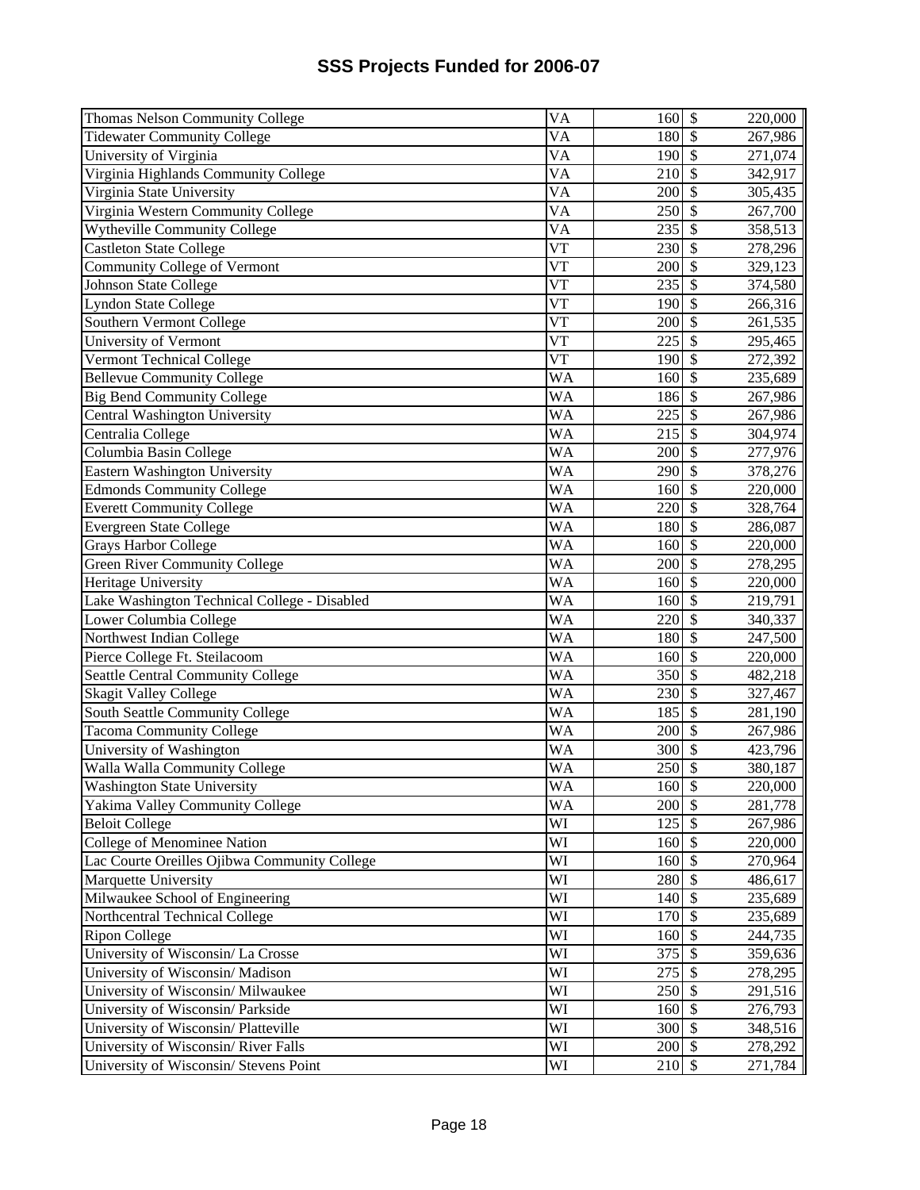# SSS Projects Funded for 2006-07

| | | | | |
|---|---|---|---|---|
| Thomas Nelson Community College | VA | 160 | $ | 220,000 |
| Tidewater Community College | VA | 180 | $ | 267,986 |
| University of Virginia | VA | 190 | $ | 271,074 |
| Virginia Highlands Community College | VA | 210 | $ | 342,917 |
| Virginia State University | VA | 200 | $ | 305,435 |
| Virginia Western Community College | VA | 250 | $ | 267,700 |
| Wytheville Community College | VA | 235 | $ | 358,513 |
| Castleton State College | VT | 230 | $ | 278,296 |
| Community College of Vermont | VT | 200 | $ | 329,123 |
| Johnson State College | VT | 235 | $ | 374,580 |
| Lyndon State College | VT | 190 | $ | 266,316 |
| Southern Vermont College | VT | 200 | $ | 261,535 |
| University of Vermont | VT | 225 | $ | 295,465 |
| Vermont Technical College | VT | 190 | $ | 272,392 |
| Bellevue Community College | WA | 160 | $ | 235,689 |
| Big Bend Community College | WA | 186 | $ | 267,986 |
| Central Washington University | WA | 225 | $ | 267,986 |
| Centralia College | WA | 215 | $ | 304,974 |
| Columbia Basin College | WA | 200 | $ | 277,976 |
| Eastern Washington University | WA | 290 | $ | 378,276 |
| Edmonds Community College | WA | 160 | $ | 220,000 |
| Everett Community College | WA | 220 | $ | 328,764 |
| Evergreen State College | WA | 180 | $ | 286,087 |
| Grays Harbor College | WA | 160 | $ | 220,000 |
| Green River Community College | WA | 200 | $ | 278,295 |
| Heritage University | WA | 160 | $ | 220,000 |
| Lake Washington Technical College - Disabled | WA | 160 | $ | 219,791 |
| Lower Columbia College | WA | 220 | $ | 340,337 |
| Northwest Indian College | WA | 180 | $ | 247,500 |
| Pierce College Ft. Steilacoom | WA | 160 | $ | 220,000 |
| Seattle Central Community College | WA | 350 | $ | 482,218 |
| Skagit Valley College | WA | 230 | $ | 327,467 |
| South Seattle Community College | WA | 185 | $ | 281,190 |
| Tacoma Community College | WA | 200 | $ | 267,986 |
| University of Washington | WA | 300 | $ | 423,796 |
| Walla Walla Community College | WA | 250 | $ | 380,187 |
| Washington State University | WA | 160 | $ | 220,000 |
| Yakima Valley Community College | WA | 200 | $ | 281,778 |
| Beloit College | WI | 125 | $ | 267,986 |
| College of Menominee Nation | WI | 160 | $ | 220,000 |
| Lac Courte Oreilles Ojibwa Community College | WI | 160 | $ | 270,964 |
| Marquette University | WI | 280 | $ | 486,617 |
| Milwaukee School of Engineering | WI | 140 | $ | 235,689 |
| Northcentral Technical College | WI | 170 | $ | 235,689 |
| Ripon College | WI | 160 | $ | 244,735 |
| University of Wisconsin/ La Crosse | WI | 375 | $ | 359,636 |
| University of Wisconsin/ Madison | WI | 275 | $ | 278,295 |
| University of Wisconsin/ Milwaukee | WI | 250 | $ | 291,516 |
| University of Wisconsin/ Parkside | WI | 160 | $ | 276,793 |
| University of Wisconsin/ Platteville | WI | 300 | $ | 348,516 |
| University of Wisconsin/ River Falls | WI | 200 | $ | 278,292 |
| University of Wisconsin/ Stevens Point | WI | 210 | $ | 271,784 |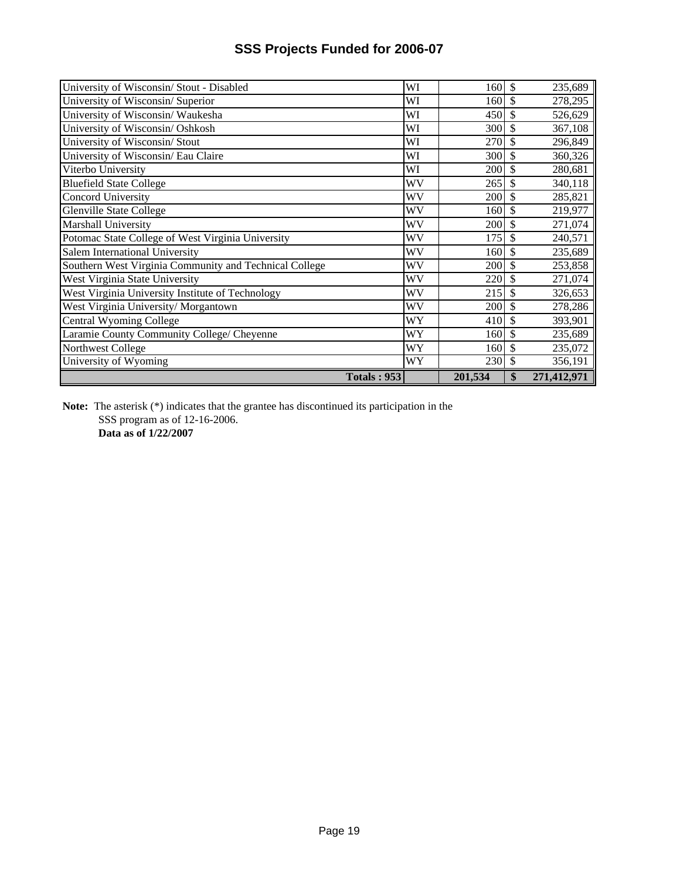# SSS Projects Funded for 2006-07

| | | | |
|---|---|---|---|
| University of Wisconsin/ Stout - Disabled | WI | 160 | $ 235,689 |
| University of Wisconsin/ Superior | WI | 160 | $ 278,295 |
| University of Wisconsin/ Waukesha | WI | 450 | $ 526,629 |
| University of Wisconsin/ Oshkosh | WI | 300 | $ 367,108 |
| University of Wisconsin/ Stout | WI | 270 | $ 296,849 |
| University of Wisconsin/ Eau Claire | WI | 300 | $ 360,326 |
| Viterbo University | WI | 200 | $ 280,681 |
| Bluefield State College | WV | 265 | $ 340,118 |
| Concord University | WV | 200 | $ 285,821 |
| Glenville State College | WV | 160 | $ 219,977 |
| Marshall University | WV | 200 | $ 271,074 |
| Potomac State College of West Virginia University | WV | 175 | $ 240,571 |
| Salem International University | WV | 160 | $ 235,689 |
| Southern West Virginia Community and Technical College | WV | 200 | $ 253,858 |
| West Virginia State University | WV | 220 | $ 271,074 |
| West Virginia University Institute of Technology | WV | 215 | $ 326,653 |
| West Virginia University/ Morgantown | WV | 200 | $ 278,286 |
| Central Wyoming College | WY | 410 | $ 393,901 |
| Laramie County Community College/ Cheyenne | WY | 160 | $ 235,689 |
| Northwest College | WY | 160 | $ 235,072 |
| University of Wyoming | WY | 230 | $ 356,191 |
| **Totals : 953** | | **201,534** | **$ 271,412,971** |

**Note:** The asterisk (*) indicates that the grantee has discontinued its participation in the SSS program as of 12-16-2006.
**Data as of 1/22/2007**